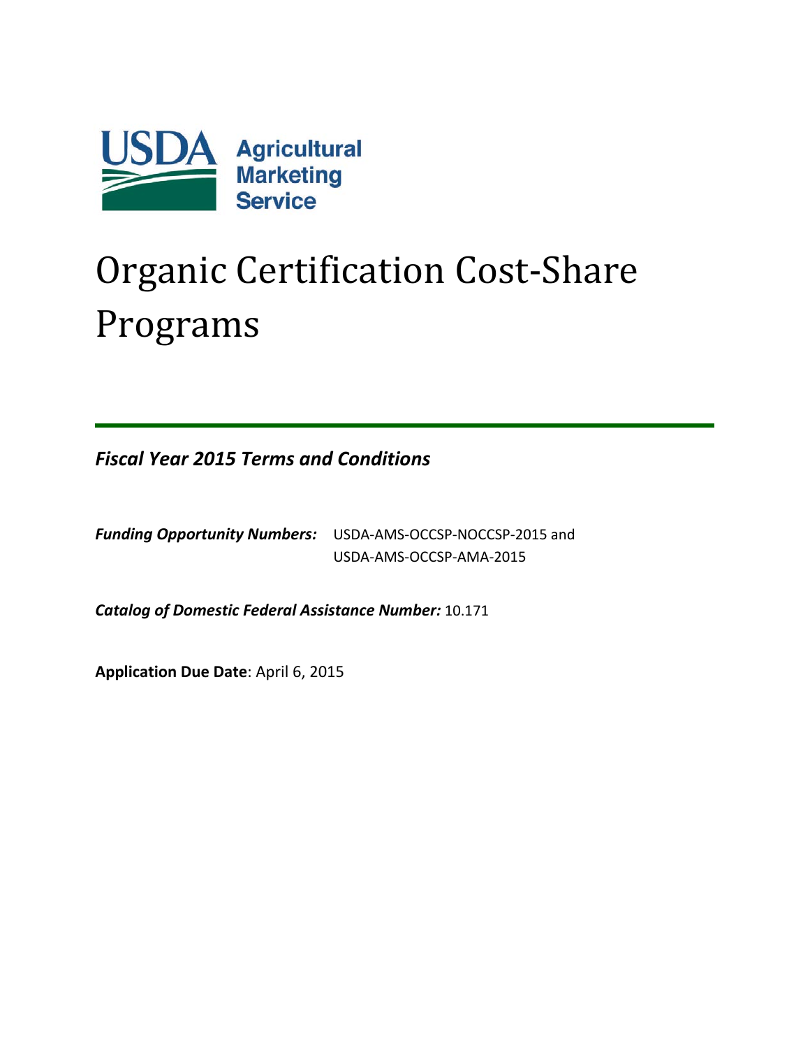USDA Agricultural Marketing Service

# Organic Certification Cost-Share Programs

***Fiscal Year 2015 Terms and Conditions***

***Funding Opportunity Numbers:*** USDA-AMS-OCCSP-NOCCSP-2015 and USDA-AMS-OCCSP-AMA-2015

***Catalog of Domestic Federal Assistance Number:*** 10.171

**Application Due Date**: April 6, 2015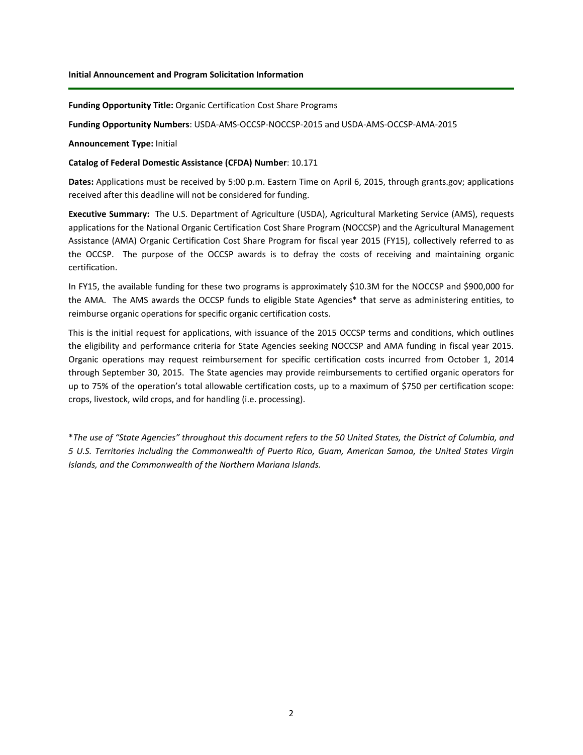**Initial Announcement and Program Solicitation Information**

---

**Funding Opportunity Title:** Organic Certification Cost Share Programs

**Funding Opportunity Numbers**: USDA-AMS-OCCSP-NOCCSP-2015 and USDA-AMS-OCCSP-AMA-2015

**Announcement Type:** Initial

**Catalog of Federal Domestic Assistance (CFDA) Number**: 10.171

**Dates:** Applications must be received by 5:00 p.m. Eastern Time on April 6, 2015, through grants.gov; applications received after this deadline will not be considered for funding.

**Executive Summary:** The U.S. Department of Agriculture (USDA), Agricultural Marketing Service (AMS), requests applications for the National Organic Certification Cost Share Program (NOCCSP) and the Agricultural Management Assistance (AMA) Organic Certification Cost Share Program for fiscal year 2015 (FY15), collectively referred to as the OCCSP. The purpose of the OCCSP awards is to defray the costs of receiving and maintaining organic certification.

In FY15, the available funding for these two programs is approximately $10.3M for the NOCCSP and $900,000 for the AMA. The AMS awards the OCCSP funds to eligible State Agencies* that serve as administering entities, to reimburse organic operations for specific organic certification costs.

This is the initial request for applications, with issuance of the 2015 OCCSP terms and conditions, which outlines the eligibility and performance criteria for State Agencies seeking NOCCSP and AMA funding in fiscal year 2015. Organic operations may request reimbursement for specific certification costs incurred from October 1, 2014 through September 30, 2015. The State agencies may provide reimbursements to certified organic operators for up to 75% of the operation's total allowable certification costs, up to a maximum of $750 per certification scope: crops, livestock, wild crops, and for handling (i.e. processing).

**The use of "State Agencies" throughout this document refers to the 50 United States, the District of Columbia, and 5 U.S. Territories including the Commonwealth of Puerto Rico, Guam, American Samoa, the United States Virgin Islands, and the Commonwealth of the Northern Mariana Islands.*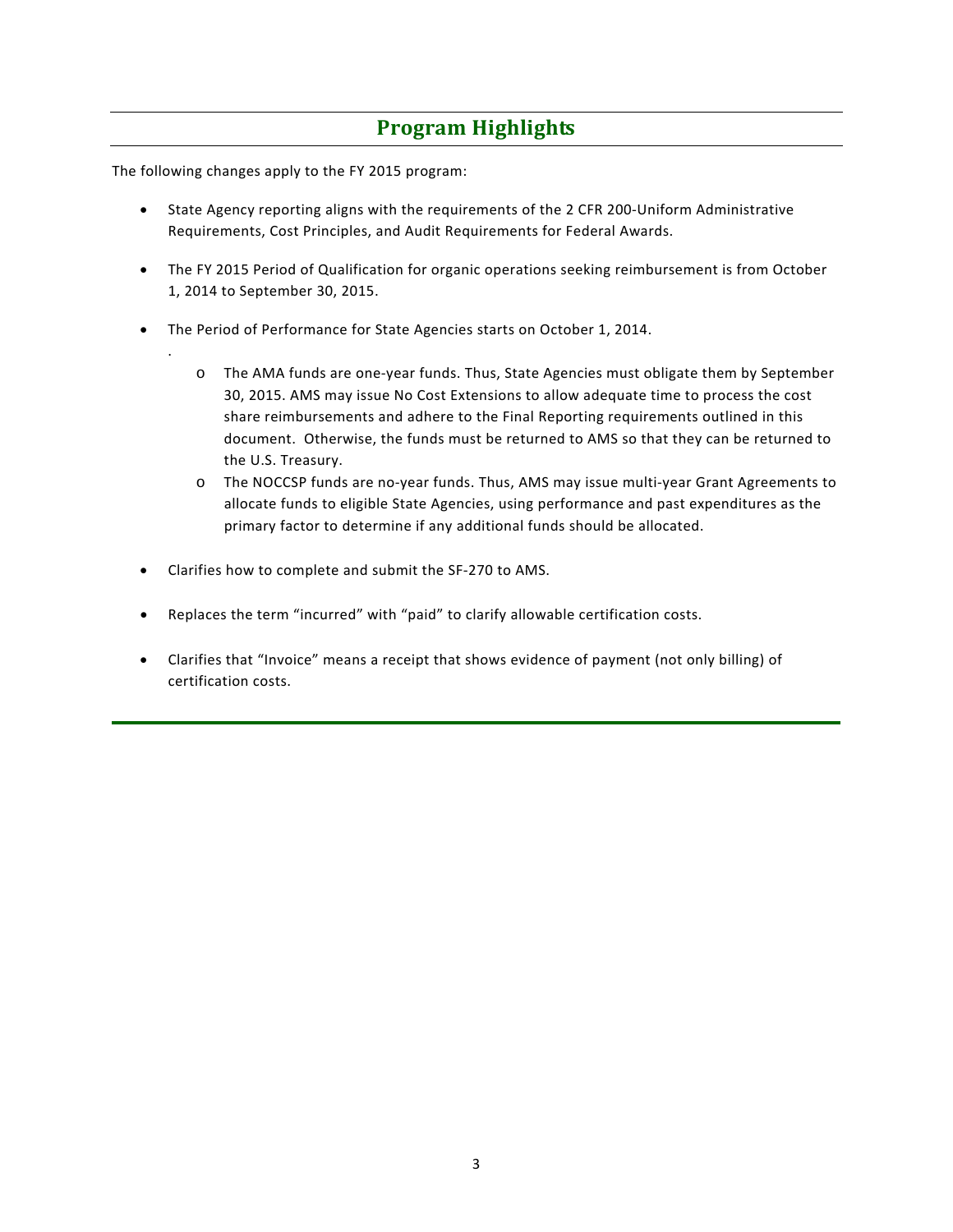## Program Highlights

The following changes apply to the FY 2015 program:

- State Agency reporting aligns with the requirements of the 2 CFR 200-Uniform Administrative Requirements, Cost Principles, and Audit Requirements for Federal Awards.

- The FY 2015 Period of Qualification for organic operations seeking reimbursement is from October 1, 2014 to September 30, 2015.

- The Period of Performance for State Agencies starts on October 1, 2014.
  .
  - The AMA funds are one-year funds. Thus, State Agencies must obligate them by September 30, 2015. AMS may issue No Cost Extensions to allow adequate time to process the cost share reimbursements and adhere to the Final Reporting requirements outlined in this document. Otherwise, the funds must be returned to AMS so that they can be returned to the U.S. Treasury.
  - The NOCCSP funds are no-year funds. Thus, AMS may issue multi-year Grant Agreements to allocate funds to eligible State Agencies, using performance and past expenditures as the primary factor to determine if any additional funds should be allocated.

- Clarifies how to complete and submit the SF-270 to AMS.

- Replaces the term "incurred" with "paid" to clarify allowable certification costs.

- Clarifies that "Invoice" means a receipt that shows evidence of payment (not only billing) of certification costs.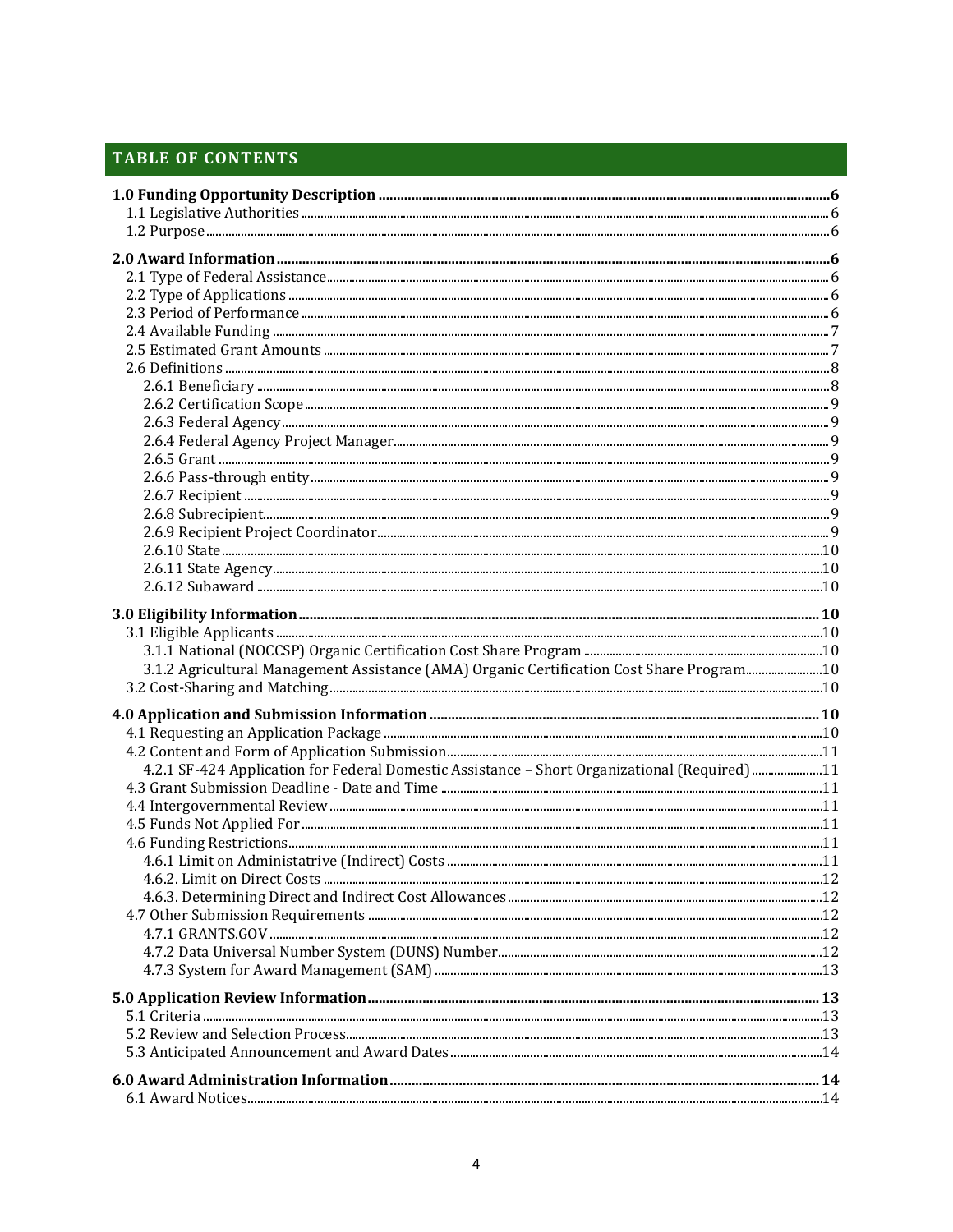## TABLE OF CONTENTS

**1.0 Funding Opportunity Description** .......... 6
- 1.1 Legislative Authorities .......... 6
- 1.2 Purpose .......... 6

**2.0 Award Information** .......... 6
- 2.1 Type of Federal Assistance .......... 6
- 2.2 Type of Applications .......... 6
- 2.3 Period of Performance .......... 6
- 2.4 Available Funding .......... 7
- 2.5 Estimated Grant Amounts .......... 7
- 2.6 Definitions .......... 8
  - 2.6.1 Beneficiary .......... 8
  - 2.6.2 Certification Scope .......... 9
  - 2.6.3 Federal Agency .......... 9
  - 2.6.4 Federal Agency Project Manager .......... 9
  - 2.6.5 Grant .......... 9
  - 2.6.6 Pass-through entity .......... 9
  - 2.6.7 Recipient .......... 9
  - 2.6.8 Subrecipient .......... 9
  - 2.6.9 Recipient Project Coordinator .......... 9
  - 2.6.10 State .......... 10
  - 2.6.11 State Agency .......... 10
  - 2.6.12 Subaward .......... 10

**3.0 Eligibility Information** .......... 10
- 3.1 Eligible Applicants .......... 10
  - 3.1.1 National (NOCCSP) Organic Certification Cost Share Program .......... 10
  - 3.1.2 Agricultural Management Assistance (AMA) Organic Certification Cost Share Program .......... 10
- 3.2 Cost-Sharing and Matching .......... 10

**4.0 Application and Submission Information** .......... 10
- 4.1 Requesting an Application Package .......... 10
- 4.2 Content and Form of Application Submission .......... 11
  - 4.2.1 SF-424 Application for Federal Domestic Assistance – Short Organizational (Required) .......... 11
- 4.3 Grant Submission Deadline - Date and Time .......... 11
- 4.4 Intergovernmental Review .......... 11
- 4.5 Funds Not Applied For .......... 11
- 4.6 Funding Restrictions .......... 11
  - 4.6.1 Limit on Administatrive (Indirect) Costs .......... 11
  - 4.6.2. Limit on Direct Costs .......... 12
  - 4.6.3. Determining Direct and Indirect Cost Allowances .......... 12
- 4.7 Other Submission Requirements .......... 12
  - 4.7.1 GRANTS.GOV .......... 12
  - 4.7.2 Data Universal Number System (DUNS) Number .......... 12
  - 4.7.3 System for Award Management (SAM) .......... 13

**5.0 Application Review Information** .......... 13
- 5.1 Criteria .......... 13
- 5.2 Review and Selection Process .......... 13
- 5.3 Anticipated Announcement and Award Dates .......... 14

**6.0 Award Administration Information** .......... 14
- 6.1 Award Notices .......... 14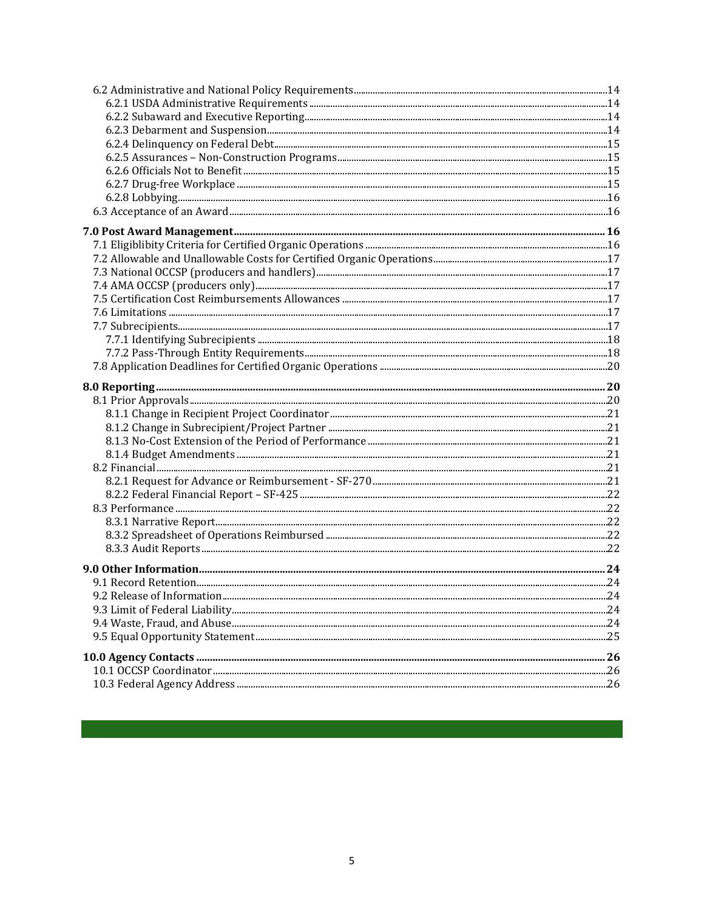6.2 Administrative and National Policy Requirements ... 14
- 6.2.1 USDA Administrative Requirements ... 14
- 6.2.2 Subaward and Executive Reporting ... 14
- 6.2.3 Debarment and Suspension ... 14
- 6.2.4 Delinquency on Federal Debt ... 15
- 6.2.5 Assurances – Non-Construction Programs ... 15
- 6.2.6 Officials Not to Benefit ... 15
- 6.2.7 Drug-free Workplace ... 15
- 6.2.8 Lobbying ... 16

6.3 Acceptance of an Award ... 16

**7.0 Post Award Management ... 16**

7.1 Eligiblibity Criteria for Certified Organic Operations ... 16
7.2 Allowable and Unallowable Costs for Certified Organic Operations ... 17
7.3 National OCCSP (producers and handlers) ... 17
7.4 AMA OCCSP (producers only) ... 17
7.5 Certification Cost Reimbursements Allowances ... 17
7.6 Limitations ... 17
7.7 Subrecipients ... 17
- 7.7.1 Identifying Subrecipients ... 18
- 7.7.2 Pass-Through Entity Requirements ... 18

7.8 Application Deadlines for Certified Organic Operations ... 20

**8.0 Reporting ... 20**

8.1 Prior Approvals ... 20
- 8.1.1 Change in Recipient Project Coordinator ... 21
- 8.1.2 Change in Subrecipient/Project Partner ... 21
- 8.1.3 No-Cost Extension of the Period of Performance ... 21
- 8.1.4 Budget Amendments ... 21

8.2 Financial ... 21
- 8.2.1 Request for Advance or Reimbursement - SF-270 ... 21
- 8.2.2 Federal Financial Report – SF-425 ... 22

8.3 Performance ... 22
- 8.3.1 Narrative Report ... 22
- 8.3.2 Spreadsheet of Operations Reimbursed ... 22
- 8.3.3 Audit Reports ... 22

**9.0 Other Information ... 24**

9.1 Record Retention ... 24
9.2 Release of Information ... 24
9.3 Limit of Federal Liability ... 24
9.4 Waste, Fraud, and Abuse ... 24
9.5 Equal Opportunity Statement ... 25

**10.0 Agency Contacts ... 26**

10.1 OCCSP Coordinator ... 26
10.3 Federal Agency Address ... 26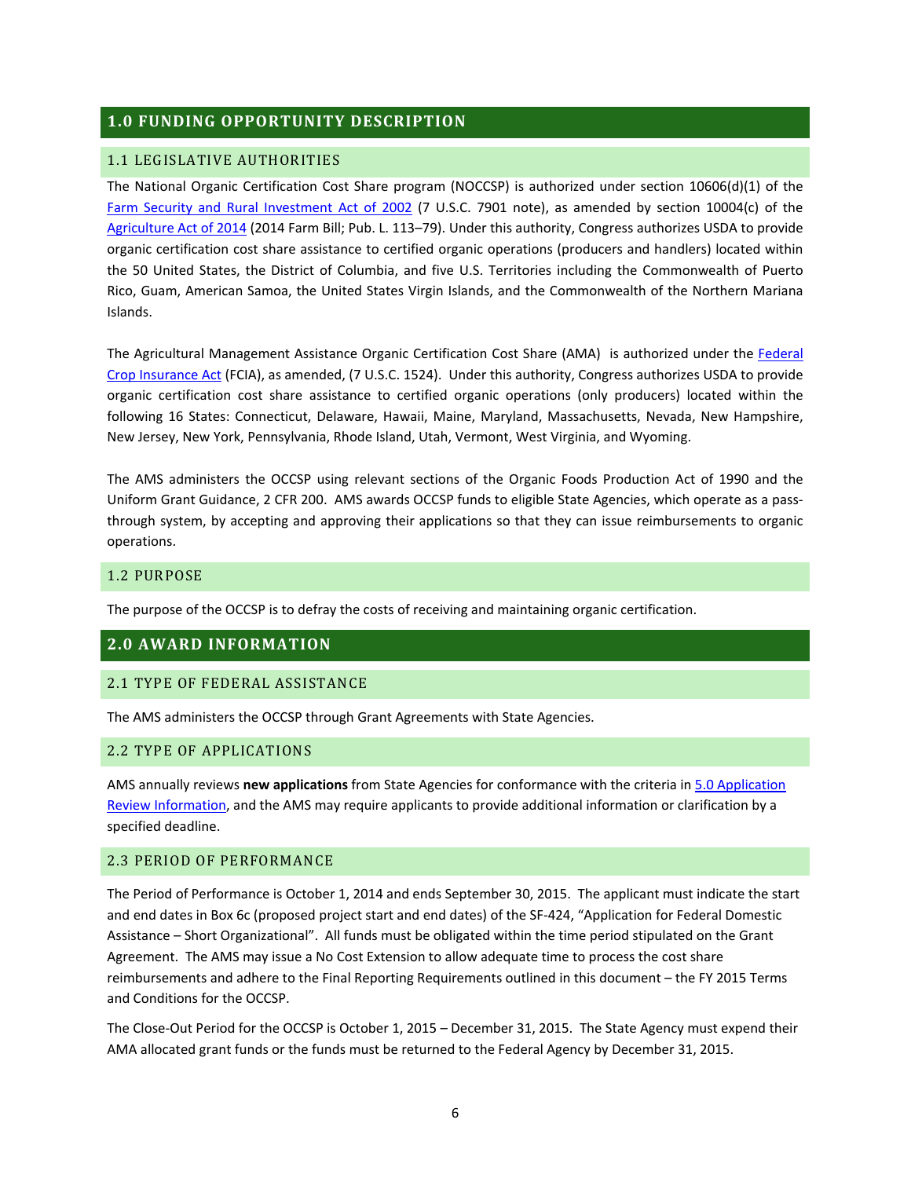# 1.0 FUNDING OPPORTUNITY DESCRIPTION

## 1.1 LEGISLATIVE AUTHORITIES

The National Organic Certification Cost Share program (NOCCSP) is authorized under section 10606(d)(1) of the Farm Security and Rural Investment Act of 2002 (7 U.S.C. 7901 note), as amended by section 10004(c) of the Agriculture Act of 2014 (2014 Farm Bill; Pub. L. 113–79). Under this authority, Congress authorizes USDA to provide organic certification cost share assistance to certified organic operations (producers and handlers) located within the 50 United States, the District of Columbia, and five U.S. Territories including the Commonwealth of Puerto Rico, Guam, American Samoa, the United States Virgin Islands, and the Commonwealth of the Northern Mariana Islands.

The Agricultural Management Assistance Organic Certification Cost Share (AMA) is authorized under the Federal Crop Insurance Act (FCIA), as amended, (7 U.S.C. 1524). Under this authority, Congress authorizes USDA to provide organic certification cost share assistance to certified organic operations (only producers) located within the following 16 States: Connecticut, Delaware, Hawaii, Maine, Maryland, Massachusetts, Nevada, New Hampshire, New Jersey, New York, Pennsylvania, Rhode Island, Utah, Vermont, West Virginia, and Wyoming.

The AMS administers the OCCSP using relevant sections of the Organic Foods Production Act of 1990 and the Uniform Grant Guidance, 2 CFR 200. AMS awards OCCSP funds to eligible State Agencies, which operate as a pass-through system, by accepting and approving their applications so that they can issue reimbursements to organic operations.

## 1.2 PURPOSE

The purpose of the OCCSP is to defray the costs of receiving and maintaining organic certification.

# 2.0 AWARD INFORMATION

## 2.1 TYPE OF FEDERAL ASSISTANCE

The AMS administers the OCCSP through Grant Agreements with State Agencies.

## 2.2 TYPE OF APPLICATIONS

AMS annually reviews **new applications** from State Agencies for conformance with the criteria in 5.0 Application Review Information, and the AMS may require applicants to provide additional information or clarification by a specified deadline.

## 2.3 PERIOD OF PERFORMANCE

The Period of Performance is October 1, 2014 and ends September 30, 2015. The applicant must indicate the start and end dates in Box 6c (proposed project start and end dates) of the SF-424, "Application for Federal Domestic Assistance – Short Organizational". All funds must be obligated within the time period stipulated on the Grant Agreement. The AMS may issue a No Cost Extension to allow adequate time to process the cost share reimbursements and adhere to the Final Reporting Requirements outlined in this document – the FY 2015 Terms and Conditions for the OCCSP.

The Close-Out Period for the OCCSP is October 1, 2015 – December 31, 2015. The State Agency must expend their AMA allocated grant funds or the funds must be returned to the Federal Agency by December 31, 2015.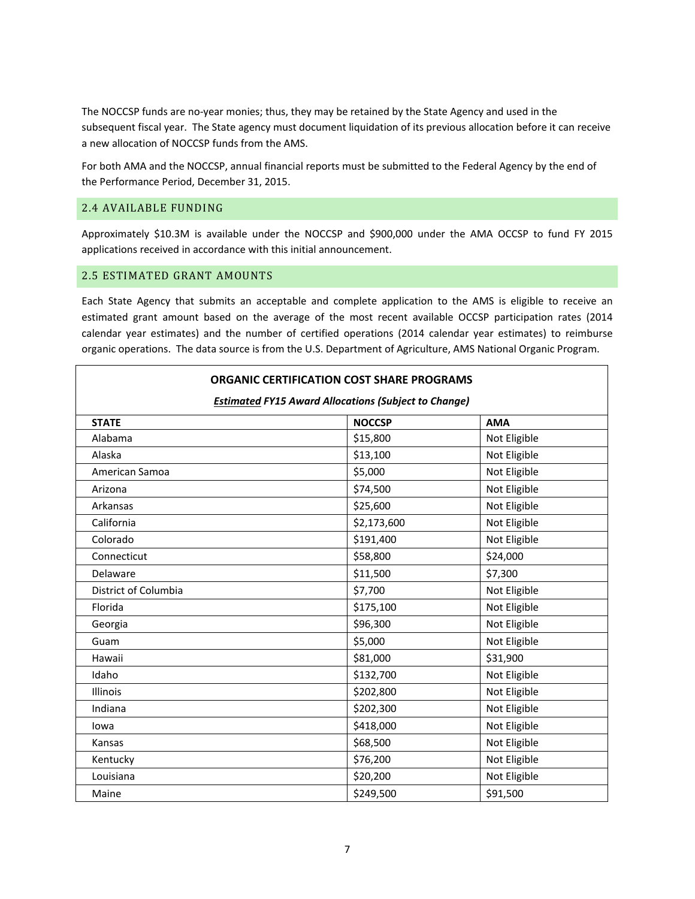The NOCCSP funds are no-year monies; thus, they may be retained by the State Agency and used in the subsequent fiscal year. The State agency must document liquidation of its previous allocation before it can receive a new allocation of NOCCSP funds from the AMS.

For both AMA and the NOCCSP, annual financial reports must be submitted to the Federal Agency by the end of the Performance Period, December 31, 2015.

## 2.4 AVAILABLE FUNDING

Approximately $10.3M is available under the NOCCSP and $900,000 under the AMA OCCSP to fund FY 2015 applications received in accordance with this initial announcement.

## 2.5 ESTIMATED GRANT AMOUNTS

Each State Agency that submits an acceptable and complete application to the AMS is eligible to receive an estimated grant amount based on the average of the most recent available OCCSP participation rates (2014 calendar year estimates) and the number of certified operations (2014 calendar year estimates) to reimburse organic operations. The data source is from the U.S. Department of Agriculture, AMS National Organic Program.

**ORGANIC CERTIFICATION COST SHARE PROGRAMS**

***Estimated* FY15 Award Allocations (Subject to Change)**

| STATE | NOCCSP | AMA |
|---|---|---|
| Alabama | $15,800 | Not Eligible |
| Alaska | $13,100 | Not Eligible |
| American Samoa | $5,000 | Not Eligible |
| Arizona | $74,500 | Not Eligible |
| Arkansas | $25,600 | Not Eligible |
| California | $2,173,600 | Not Eligible |
| Colorado | $191,400 | Not Eligible |
| Connecticut | $58,800 | $24,000 |
| Delaware | $11,500 | $7,300 |
| District of Columbia | $7,700 | Not Eligible |
| Florida | $175,100 | Not Eligible |
| Georgia | $96,300 | Not Eligible |
| Guam | $5,000 | Not Eligible |
| Hawaii | $81,000 | $31,900 |
| Idaho | $132,700 | Not Eligible |
| Illinois | $202,800 | Not Eligible |
| Indiana | $202,300 | Not Eligible |
| Iowa | $418,000 | Not Eligible |
| Kansas | $68,500 | Not Eligible |
| Kentucky | $76,200 | Not Eligible |
| Louisiana | $20,200 | Not Eligible |
| Maine | $249,500 | $91,500 |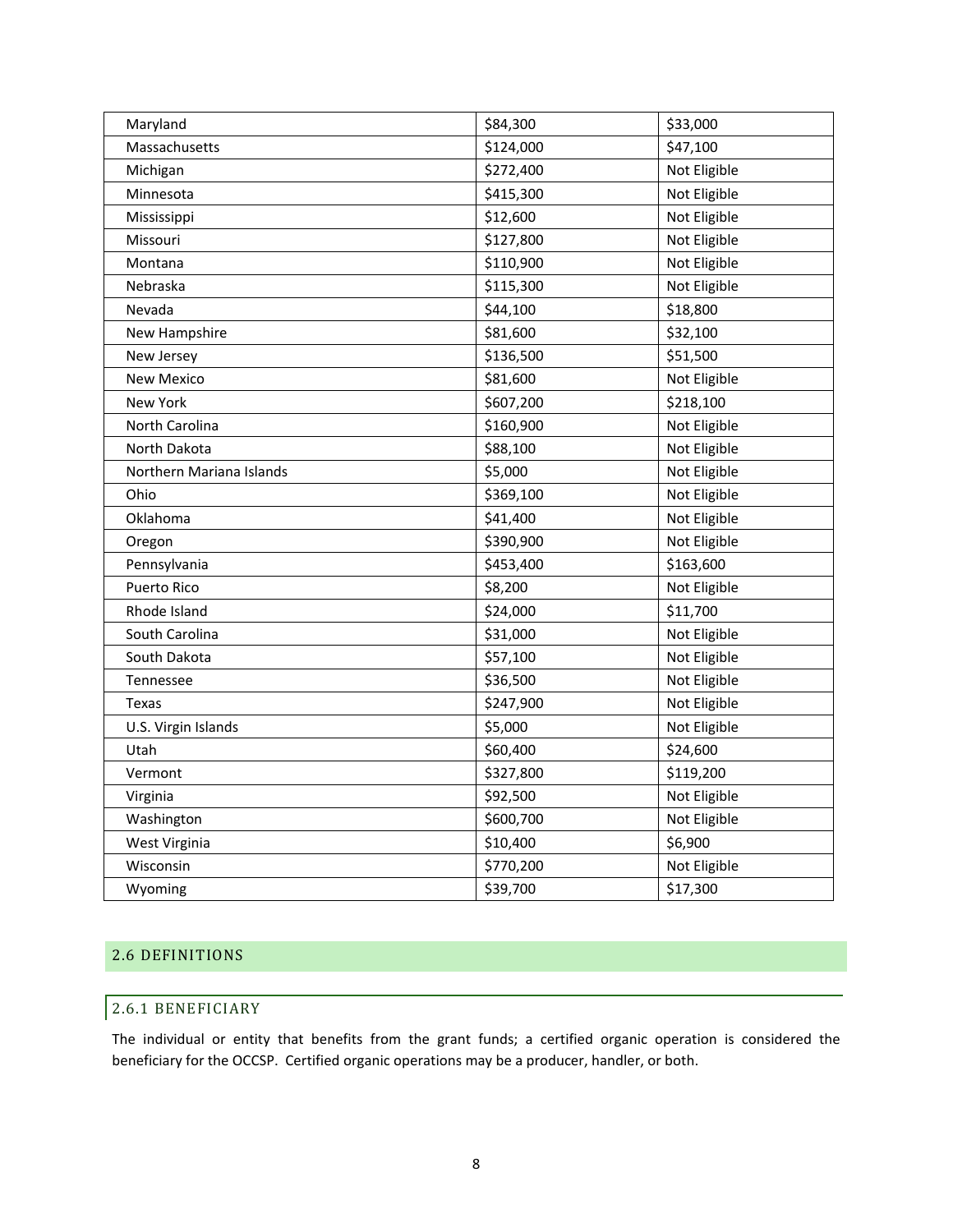| | | |
|---|---|---|
| Maryland | $84,300 | $33,000 |
| Massachusetts | $124,000 | $47,100 |
| Michigan | $272,400 | Not Eligible |
| Minnesota | $415,300 | Not Eligible |
| Mississippi | $12,600 | Not Eligible |
| Missouri | $127,800 | Not Eligible |
| Montana | $110,900 | Not Eligible |
| Nebraska | $115,300 | Not Eligible |
| Nevada | $44,100 | $18,800 |
| New Hampshire | $81,600 | $32,100 |
| New Jersey | $136,500 | $51,500 |
| New Mexico | $81,600 | Not Eligible |
| New York | $607,200 | $218,100 |
| North Carolina | $160,900 | Not Eligible |
| North Dakota | $88,100 | Not Eligible |
| Northern Mariana Islands | $5,000 | Not Eligible |
| Ohio | $369,100 | Not Eligible |
| Oklahoma | $41,400 | Not Eligible |
| Oregon | $390,900 | Not Eligible |
| Pennsylvania | $453,400 | $163,600 |
| Puerto Rico | $8,200 | Not Eligible |
| Rhode Island | $24,000 | $11,700 |
| South Carolina | $31,000 | Not Eligible |
| South Dakota | $57,100 | Not Eligible |
| Tennessee | $36,500 | Not Eligible |
| Texas | $247,900 | Not Eligible |
| U.S. Virgin Islands | $5,000 | Not Eligible |
| Utah | $60,400 | $24,600 |
| Vermont | $327,800 | $119,200 |
| Virginia | $92,500 | Not Eligible |
| Washington | $600,700 | Not Eligible |
| West Virginia | $10,400 | $6,900 |
| Wisconsin | $770,200 | Not Eligible |
| Wyoming | $39,700 | $17,300 |

## 2.6 DEFINITIONS

### 2.6.1 BENEFICIARY

The individual or entity that benefits from the grant funds; a certified organic operation is considered the beneficiary for the OCCSP. Certified organic operations may be a producer, handler, or both.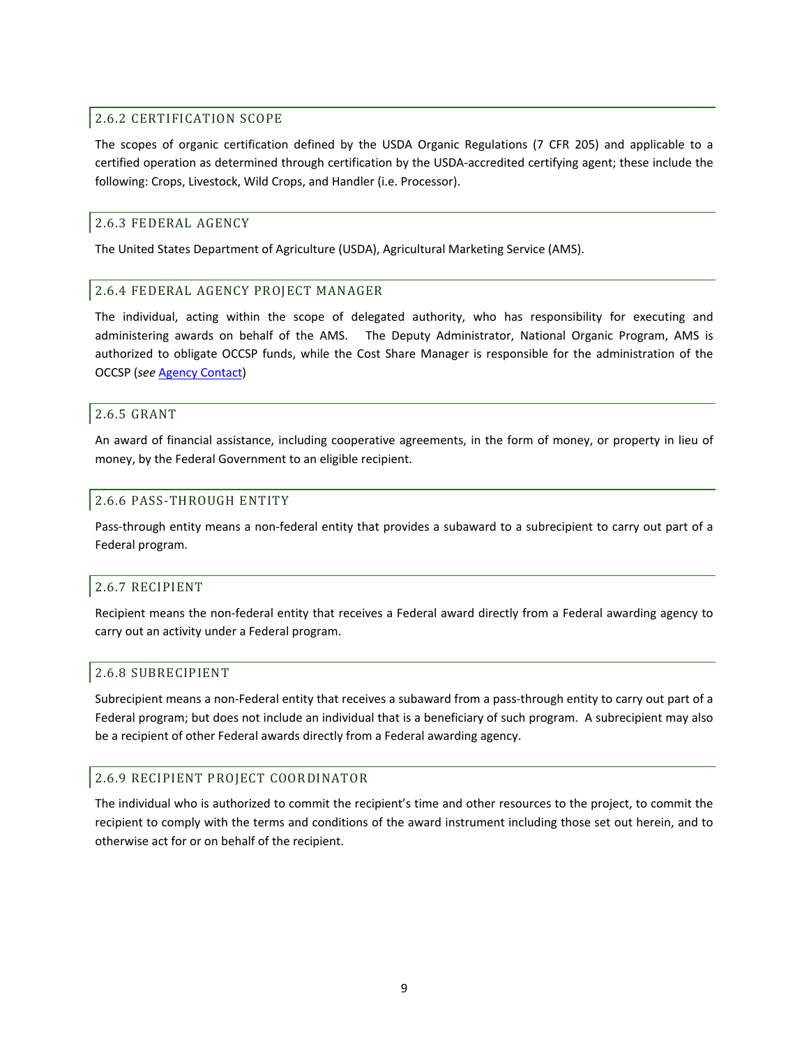### 2.6.2 CERTIFICATION SCOPE

The scopes of organic certification defined by the USDA Organic Regulations (7 CFR 205) and applicable to a certified operation as determined through certification by the USDA-accredited certifying agent; these include the following: Crops, Livestock, Wild Crops, and Handler (i.e. Processor).

### 2.6.3 FEDERAL AGENCY

The United States Department of Agriculture (USDA), Agricultural Marketing Service (AMS).

### 2.6.4 FEDERAL AGENCY PROJECT MANAGER

The individual, acting within the scope of delegated authority, who has responsibility for executing and administering awards on behalf of the AMS. The Deputy Administrator, National Organic Program, AMS is authorized to obligate OCCSP funds, while the Cost Share Manager is responsible for the administration of the OCCSP (*see* Agency Contact)

### 2.6.5 GRANT

An award of financial assistance, including cooperative agreements, in the form of money, or property in lieu of money, by the Federal Government to an eligible recipient.

### 2.6.6 PASS-THROUGH ENTITY

Pass-through entity means a non-federal entity that provides a subaward to a subrecipient to carry out part of a Federal program.

### 2.6.7 RECIPIENT

Recipient means the non-federal entity that receives a Federal award directly from a Federal awarding agency to carry out an activity under a Federal program.

### 2.6.8 SUBRECIPIENT

Subrecipient means a non-Federal entity that receives a subaward from a pass-through entity to carry out part of a Federal program; but does not include an individual that is a beneficiary of such program. A subrecipient may also be a recipient of other Federal awards directly from a Federal awarding agency.

### 2.6.9 RECIPIENT PROJECT COORDINATOR

The individual who is authorized to commit the recipient's time and other resources to the project, to commit the recipient to comply with the terms and conditions of the award instrument including those set out herein, and to otherwise act for or on behalf of the recipient.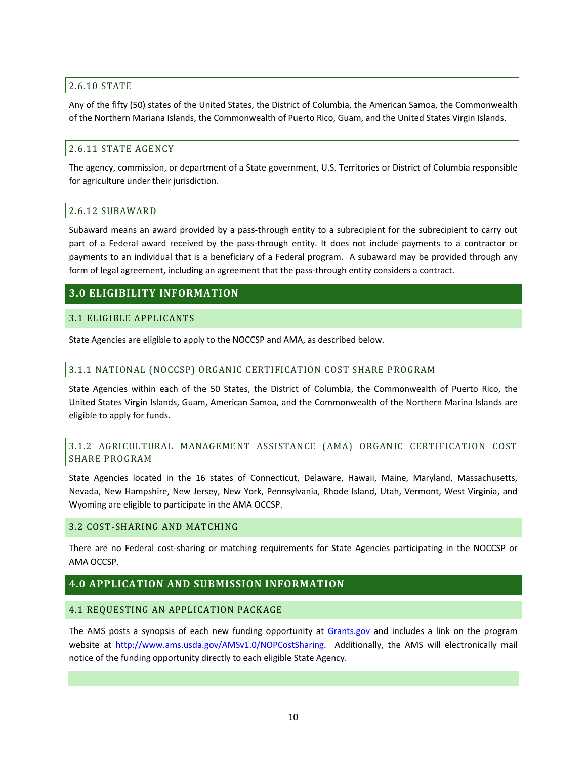#### 2.6.10 STATE

Any of the fifty (50) states of the United States, the District of Columbia, the American Samoa, the Commonwealth of the Northern Mariana Islands, the Commonwealth of Puerto Rico, Guam, and the United States Virgin Islands.

#### 2.6.11 STATE AGENCY

The agency, commission, or department of a State government, U.S. Territories or District of Columbia responsible for agriculture under their jurisdiction.

#### 2.6.12 SUBAWARD

Subaward means an award provided by a pass-through entity to a subrecipient for the subrecipient to carry out part of a Federal award received by the pass-through entity. It does not include payments to a contractor or payments to an individual that is a beneficiary of a Federal program. A subaward may be provided through any form of legal agreement, including an agreement that the pass-through entity considers a contract.

## 3.0 ELIGIBILITY INFORMATION

### 3.1 ELIGIBLE APPLICANTS

State Agencies are eligible to apply to the NOCCSP and AMA, as described below.

#### 3.1.1 NATIONAL (NOCCSP) ORGANIC CERTIFICATION COST SHARE PROGRAM

State Agencies within each of the 50 States, the District of Columbia, the Commonwealth of Puerto Rico, the United States Virgin Islands, Guam, American Samoa, and the Commonwealth of the Northern Marina Islands are eligible to apply for funds.

#### 3.1.2 AGRICULTURAL MANAGEMENT ASSISTANCE (AMA) ORGANIC CERTIFICATION COST SHARE PROGRAM

State Agencies located in the 16 states of Connecticut, Delaware, Hawaii, Maine, Maryland, Massachusetts, Nevada, New Hampshire, New Jersey, New York, Pennsylvania, Rhode Island, Utah, Vermont, West Virginia, and Wyoming are eligible to participate in the AMA OCCSP.

### 3.2 COST-SHARING AND MATCHING

There are no Federal cost-sharing or matching requirements for State Agencies participating in the NOCCSP or AMA OCCSP.

## 4.0 APPLICATION AND SUBMISSION INFORMATION

### 4.1 REQUESTING AN APPLICATION PACKAGE

The AMS posts a synopsis of each new funding opportunity at [Grants.gov](Grants.gov) and includes a link on the program website at [http://www.ams.usda.gov/AMSv1.0/NOPCostSharing](http://www.ams.usda.gov/AMSv1.0/NOPCostSharing). Additionally, the AMS will electronically mail notice of the funding opportunity directly to each eligible State Agency.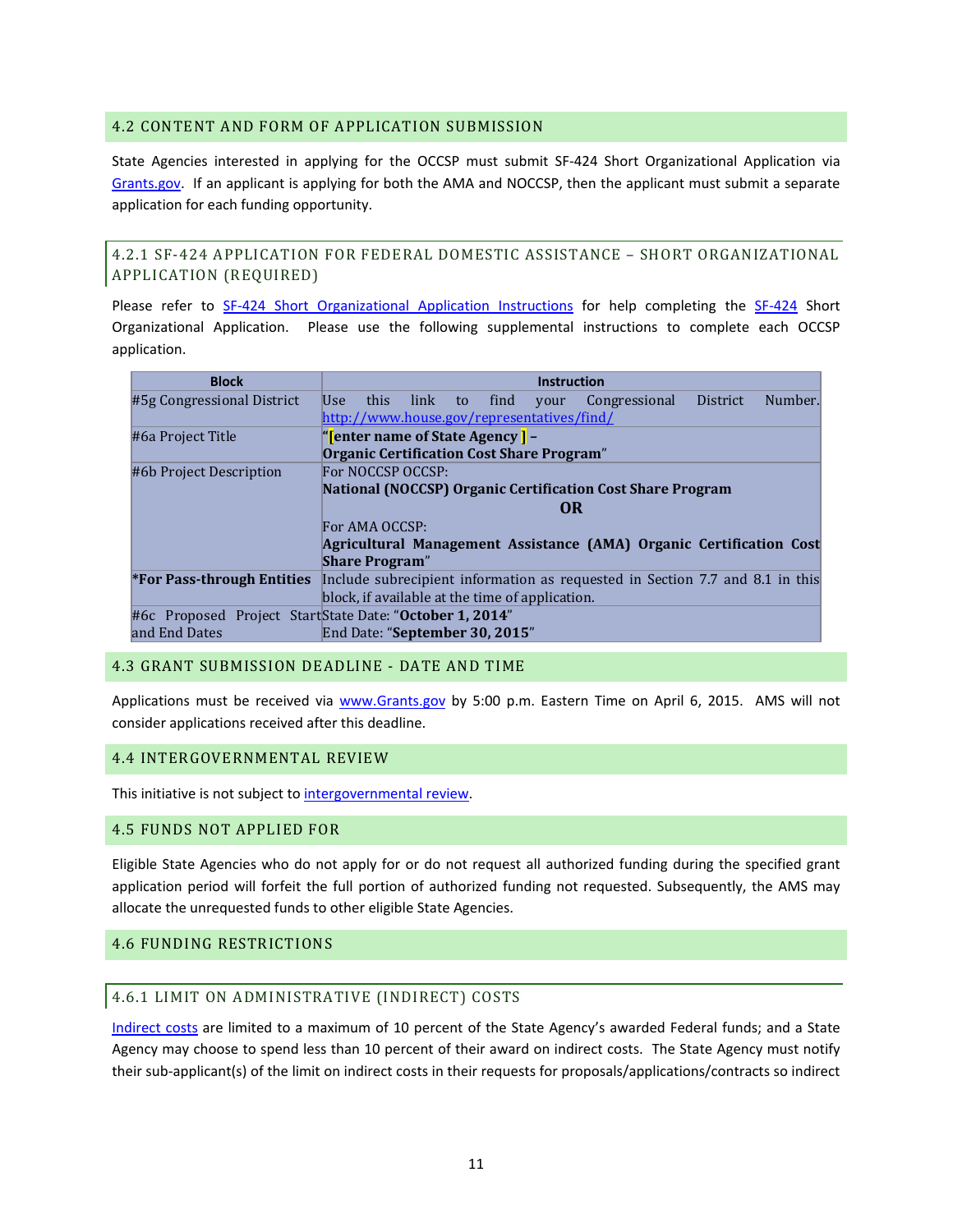## 4.2 CONTENT AND FORM OF APPLICATION SUBMISSION

State Agencies interested in applying for the OCCSP must submit SF-424 Short Organizational Application via Grants.gov. If an applicant is applying for both the AMA and NOCCSP, then the applicant must submit a separate application for each funding opportunity.

### 4.2.1 SF-424 APPLICATION FOR FEDERAL DOMESTIC ASSISTANCE – SHORT ORGANIZATIONAL APPLICATION (REQUIRED)

Please refer to SF-424 Short Organizational Application Instructions for help completing the SF-424 Short Organizational Application. Please use the following supplemental instructions to complete each OCCSP application.

| Block | Instruction |
|---|---|
| #5g Congressional District | Use this link to find your Congressional District Number. http://www.house.gov/representatives/find/ |
| #6a Project Title | "**[enter name of State Agency ] – Organic Certification Cost Share Program**" |
| #6b Project Description | For NOCCSP OCCSP: **National (NOCCSP) Organic Certification Cost Share Program** **OR** For AMA OCCSP: **Agricultural Management Assistance (AMA) Organic Certification Cost Share Program**" |
| ***For Pass-through Entities** | Include subrecipient information as requested in Section 7.7 and 8.1 in this block, if available at the time of application. |
| #6c Proposed Project Start and End Dates | State Date: "**October 1, 2014**" End Date: "**September 30, 2015**" |

## 4.3 GRANT SUBMISSION DEADLINE - DATE AND TIME

Applications must be received via www.Grants.gov by 5:00 p.m. Eastern Time on April 6, 2015. AMS will not consider applications received after this deadline.

## 4.4 INTERGOVERNMENTAL REVIEW

This initiative is not subject to intergovernmental review.

## 4.5 FUNDS NOT APPLIED FOR

Eligible State Agencies who do not apply for or do not request all authorized funding during the specified grant application period will forfeit the full portion of authorized funding not requested. Subsequently, the AMS may allocate the unrequested funds to other eligible State Agencies.

## 4.6 FUNDING RESTRICTIONS

### 4.6.1 LIMIT ON ADMINISTRATIVE (INDIRECT) COSTS

Indirect costs are limited to a maximum of 10 percent of the State Agency's awarded Federal funds; and a State Agency may choose to spend less than 10 percent of their award on indirect costs. The State Agency must notify their sub-applicant(s) of the limit on indirect costs in their requests for proposals/applications/contracts so indirect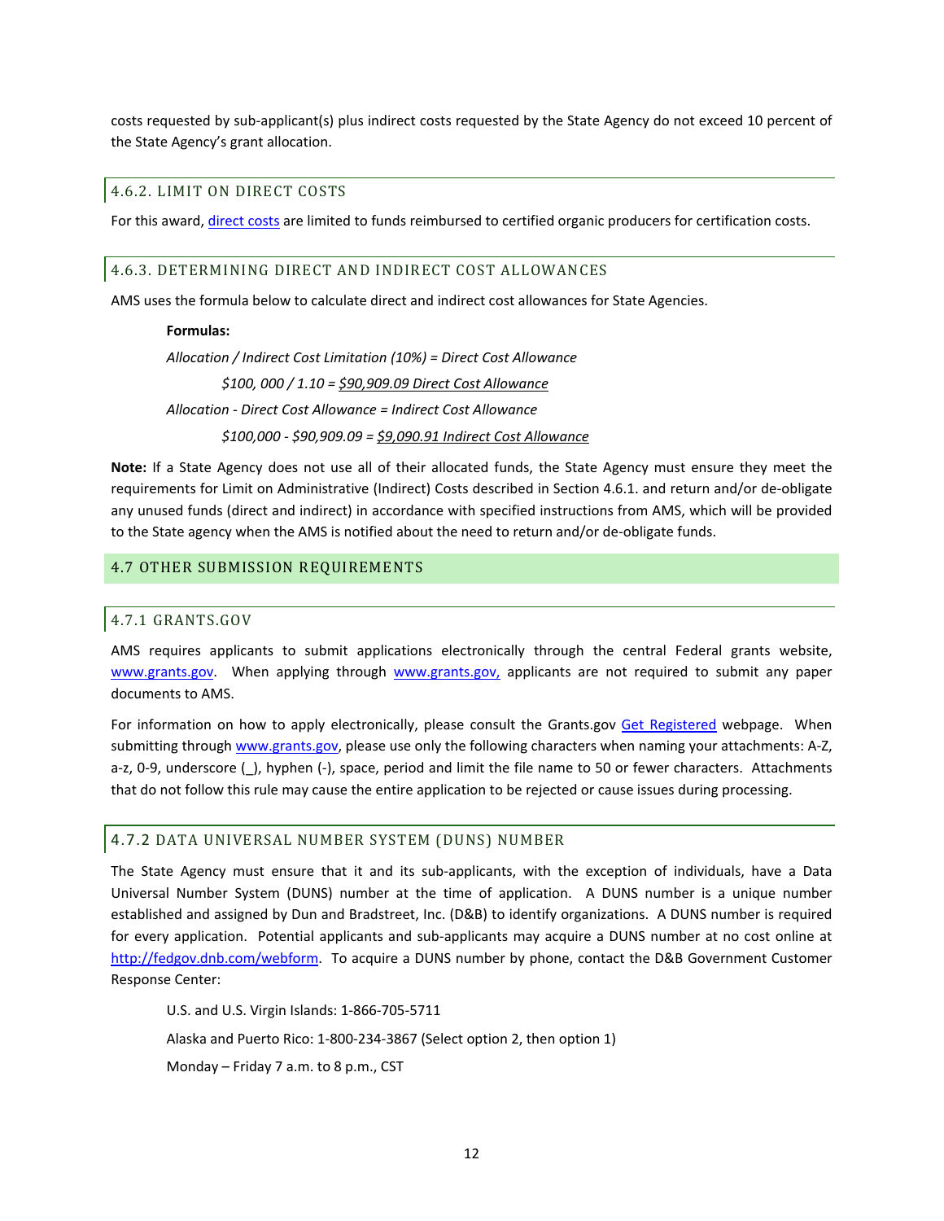costs requested by sub-applicant(s) plus indirect costs requested by the State Agency do not exceed 10 percent of the State Agency's grant allocation.

### 4.6.2. LIMIT ON DIRECT COSTS

For this award, direct costs are limited to funds reimbursed to certified organic producers for certification costs.

### 4.6.3. DETERMINING DIRECT AND INDIRECT COST ALLOWANCES

AMS uses the formula below to calculate direct and indirect cost allowances for State Agencies.

**Formulas:**

*Allocation / Indirect Cost Limitation (10%) = Direct Cost Allowance*

*$100, 000 / 1.10 = $90,909.09 Direct Cost Allowance*

*Allocation - Direct Cost Allowance = Indirect Cost Allowance*

*$100,000 - $90,909.09 = $9,090.91 Indirect Cost Allowance*

**Note:** If a State Agency does not use all of their allocated funds, the State Agency must ensure they meet the requirements for Limit on Administrative (Indirect) Costs described in Section 4.6.1. and return and/or de-obligate any unused funds (direct and indirect) in accordance with specified instructions from AMS, which will be provided to the State agency when the AMS is notified about the need to return and/or de-obligate funds.

## 4.7 OTHER SUBMISSION REQUIREMENTS

### 4.7.1 GRANTS.GOV

AMS requires applicants to submit applications electronically through the central Federal grants website, www.grants.gov. When applying through www.grants.gov, applicants are not required to submit any paper documents to AMS.

For information on how to apply electronically, please consult the Grants.gov Get Registered webpage. When submitting through www.grants.gov, please use only the following characters when naming your attachments: A-Z, a-z, 0-9, underscore (_), hyphen (-), space, period and limit the file name to 50 or fewer characters. Attachments that do not follow this rule may cause the entire application to be rejected or cause issues during processing.

### 4.7.2 DATA UNIVERSAL NUMBER SYSTEM (DUNS) NUMBER

The State Agency must ensure that it and its sub-applicants, with the exception of individuals, have a Data Universal Number System (DUNS) number at the time of application. A DUNS number is a unique number established and assigned by Dun and Bradstreet, Inc. (D&B) to identify organizations. A DUNS number is required for every application. Potential applicants and sub-applicants may acquire a DUNS number at no cost online at http://fedgov.dnb.com/webform. To acquire a DUNS number by phone, contact the D&B Government Customer Response Center:

U.S. and U.S. Virgin Islands: 1-866-705-5711

Alaska and Puerto Rico: 1-800-234-3867 (Select option 2, then option 1)

Monday – Friday 7 a.m. to 8 p.m., CST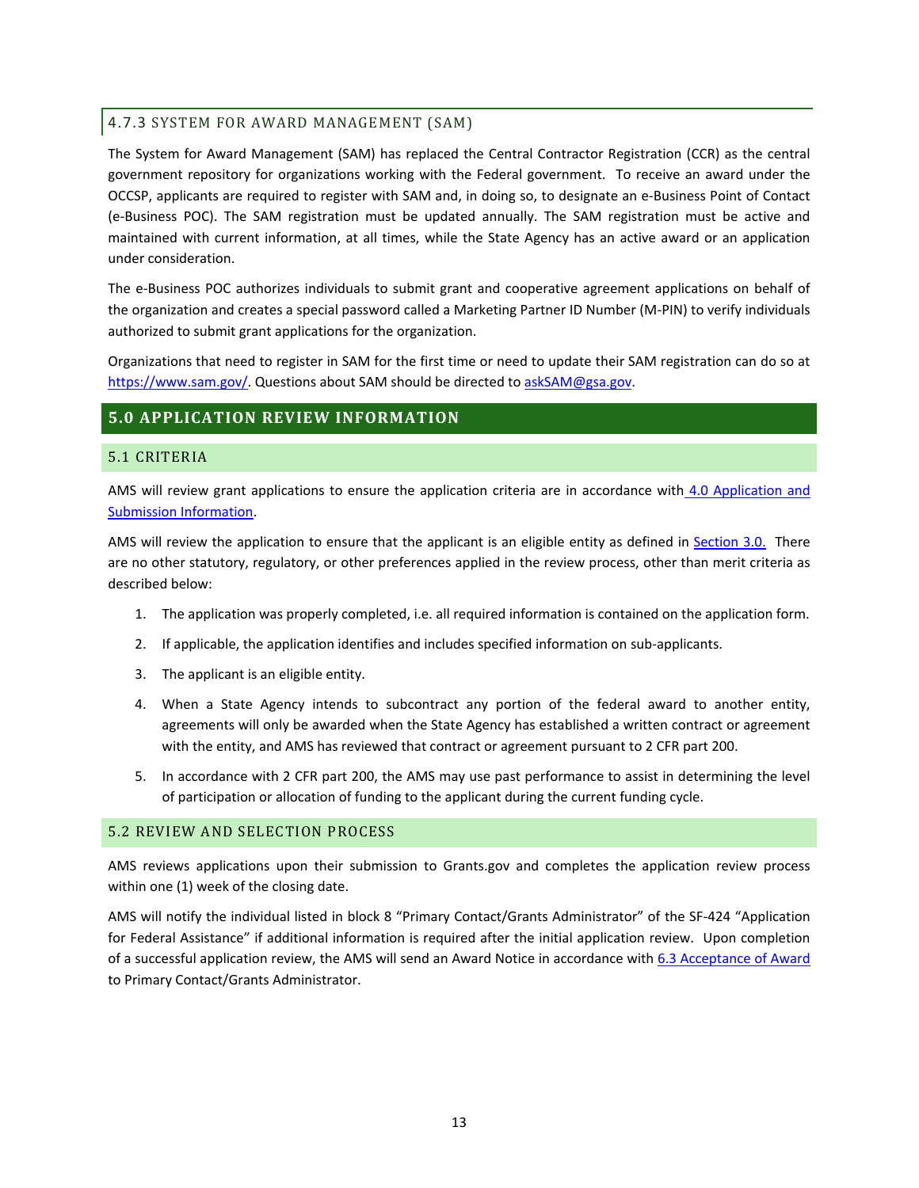### 4.7.3 SYSTEM FOR AWARD MANAGEMENT (SAM)

The System for Award Management (SAM) has replaced the Central Contractor Registration (CCR) as the central government repository for organizations working with the Federal government. To receive an award under the OCCSP, applicants are required to register with SAM and, in doing so, to designate an e-Business Point of Contact (e-Business POC). The SAM registration must be updated annually. The SAM registration must be active and maintained with current information, at all times, while the State Agency has an active award or an application under consideration.

The e-Business POC authorizes individuals to submit grant and cooperative agreement applications on behalf of the organization and creates a special password called a Marketing Partner ID Number (M-PIN) to verify individuals authorized to submit grant applications for the organization.

Organizations that need to register in SAM for the first time or need to update their SAM registration can do so at [https://www.sam.gov/](https://www.sam.gov/). Questions about SAM should be directed to [askSAM@gsa.gov](mailto:askSAM@gsa.gov).

# 5.0 APPLICATION REVIEW INFORMATION

## 5.1 CRITERIA

AMS will review grant applications to ensure the application criteria are in accordance with 4.0 Application and Submission Information.

AMS will review the application to ensure that the applicant is an eligible entity as defined in Section 3.0. There are no other statutory, regulatory, or other preferences applied in the review process, other than merit criteria as described below:

1. The application was properly completed, i.e. all required information is contained on the application form.
2. If applicable, the application identifies and includes specified information on sub-applicants.
3. The applicant is an eligible entity.
4. When a State Agency intends to subcontract any portion of the federal award to another entity, agreements will only be awarded when the State Agency has established a written contract or agreement with the entity, and AMS has reviewed that contract or agreement pursuant to 2 CFR part 200.
5. In accordance with 2 CFR part 200, the AMS may use past performance to assist in determining the level of participation or allocation of funding to the applicant during the current funding cycle.

## 5.2 REVIEW AND SELECTION PROCESS

AMS reviews applications upon their submission to Grants.gov and completes the application review process within one (1) week of the closing date.

AMS will notify the individual listed in block 8 "Primary Contact/Grants Administrator" of the SF-424 "Application for Federal Assistance" if additional information is required after the initial application review. Upon completion of a successful application review, the AMS will send an Award Notice in accordance with 6.3 Acceptance of Award to Primary Contact/Grants Administrator.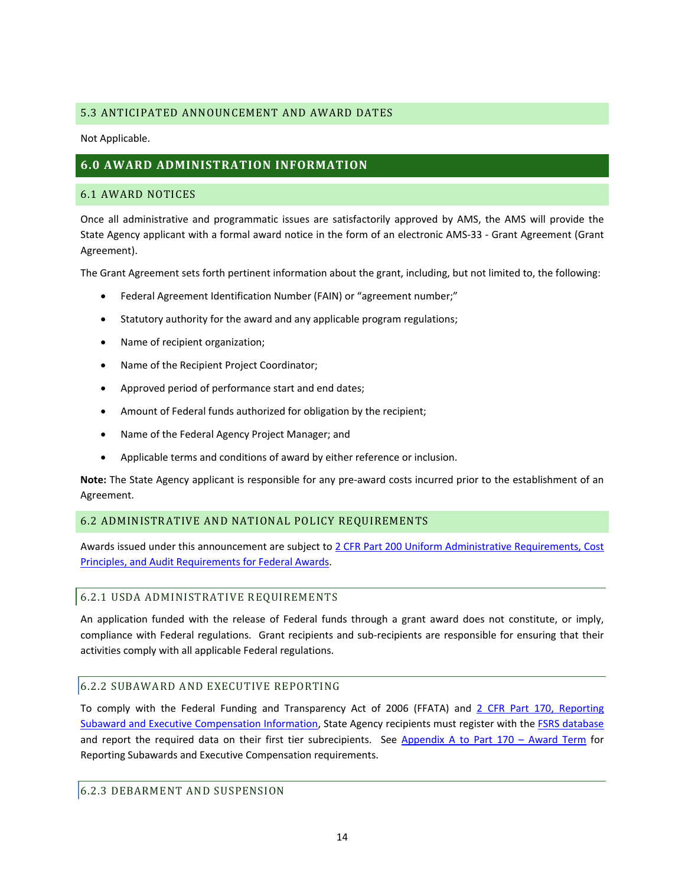### 5.3 ANTICIPATED ANNOUNCEMENT AND AWARD DATES

Not Applicable.

## 6.0 AWARD ADMINISTRATION INFORMATION

### 6.1 AWARD NOTICES

Once all administrative and programmatic issues are satisfactorily approved by AMS, the AMS will provide the State Agency applicant with a formal award notice in the form of an electronic AMS-33 - Grant Agreement (Grant Agreement).

The Grant Agreement sets forth pertinent information about the grant, including, but not limited to, the following:

- Federal Agreement Identification Number (FAIN) or "agreement number;"
- Statutory authority for the award and any applicable program regulations;
- Name of recipient organization;
- Name of the Recipient Project Coordinator;
- Approved period of performance start and end dates;
- Amount of Federal funds authorized for obligation by the recipient;
- Name of the Federal Agency Project Manager; and
- Applicable terms and conditions of award by either reference or inclusion.

**Note:** The State Agency applicant is responsible for any pre-award costs incurred prior to the establishment of an Agreement.

### 6.2 ADMINISTRATIVE AND NATIONAL POLICY REQUIREMENTS

Awards issued under this announcement are subject to 2 CFR Part 200 Uniform Administrative Requirements, Cost Principles, and Audit Requirements for Federal Awards.

#### 6.2.1 USDA ADMINISTRATIVE REQUIREMENTS

An application funded with the release of Federal funds through a grant award does not constitute, or imply, compliance with Federal regulations. Grant recipients and sub-recipients are responsible for ensuring that their activities comply with all applicable Federal regulations.

#### 6.2.2 SUBAWARD AND EXECUTIVE REPORTING

To comply with the Federal Funding and Transparency Act of 2006 (FFATA) and 2 CFR Part 170, Reporting Subaward and Executive Compensation Information, State Agency recipients must register with the FSRS database and report the required data on their first tier subrecipients. See Appendix A to Part 170 – Award Term for Reporting Subawards and Executive Compensation requirements.

#### 6.2.3 DEBARMENT AND SUSPENSION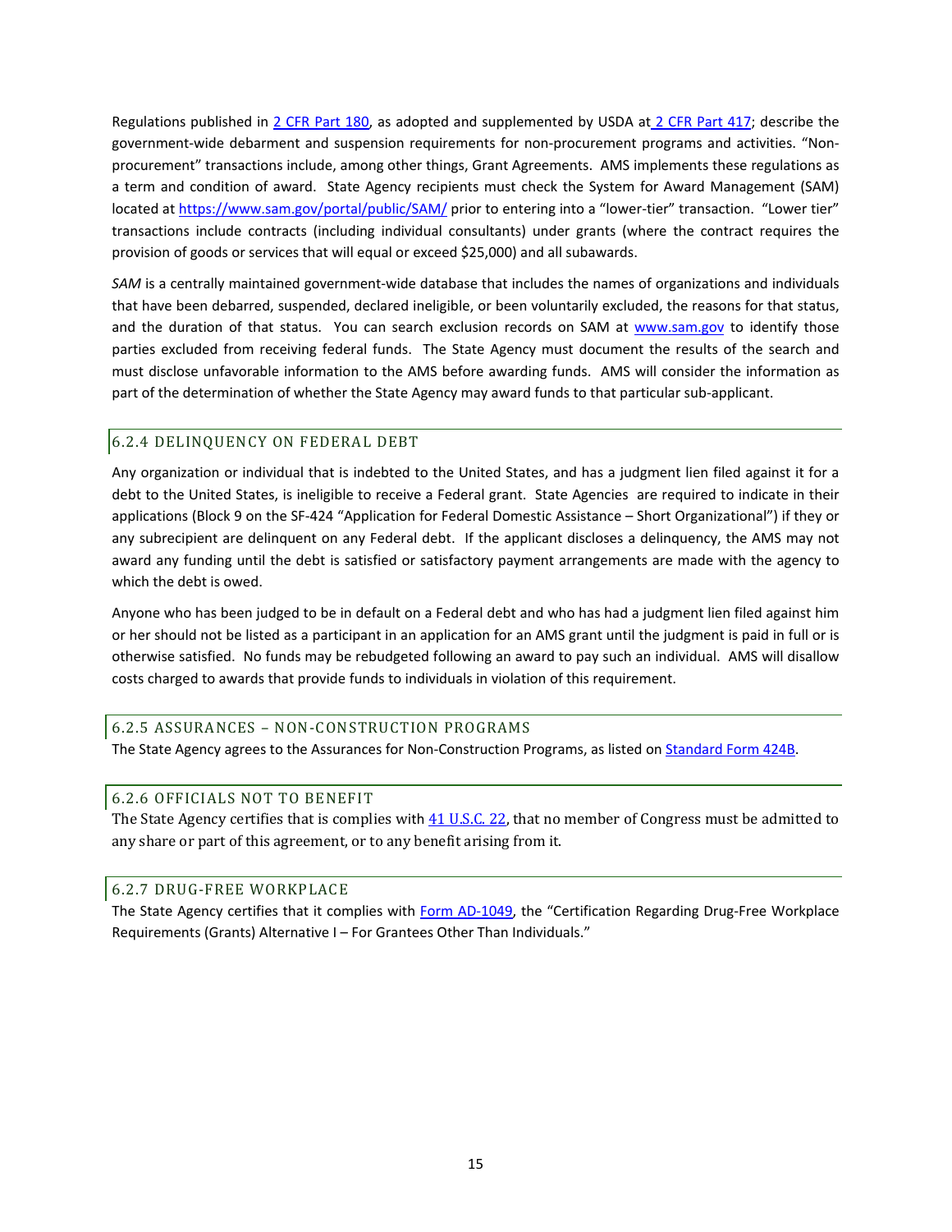Regulations published in [2 CFR Part 180](), as adopted and supplemented by USDA at [2 CFR Part 417](); describe the government-wide debarment and suspension requirements for non-procurement programs and activities. "Non-procurement" transactions include, among other things, Grant Agreements. AMS implements these regulations as a term and condition of award. State Agency recipients must check the System for Award Management (SAM) located at https://www.sam.gov/portal/public/SAM/ prior to entering into a "lower-tier" transaction. "Lower tier" transactions include contracts (including individual consultants) under grants (where the contract requires the provision of goods or services that will equal or exceed $25,000) and all subawards.

*SAM* is a centrally maintained government-wide database that includes the names of organizations and individuals that have been debarred, suspended, declared ineligible, or been voluntarily excluded, the reasons for that status, and the duration of that status. You can search exclusion records on SAM at www.sam.gov to identify those parties excluded from receiving federal funds. The State Agency must document the results of the search and must disclose unfavorable information to the AMS before awarding funds. AMS will consider the information as part of the determination of whether the State Agency may award funds to that particular sub-applicant.

### 6.2.4 DELINQUENCY ON FEDERAL DEBT

Any organization or individual that is indebted to the United States, and has a judgment lien filed against it for a debt to the United States, is ineligible to receive a Federal grant. State Agencies are required to indicate in their applications (Block 9 on the SF-424 "Application for Federal Domestic Assistance – Short Organizational") if they or any subrecipient are delinquent on any Federal debt. If the applicant discloses a delinquency, the AMS may not award any funding until the debt is satisfied or satisfactory payment arrangements are made with the agency to which the debt is owed.

Anyone who has been judged to be in default on a Federal debt and who has had a judgment lien filed against him or her should not be listed as a participant in an application for an AMS grant until the judgment is paid in full or is otherwise satisfied. No funds may be rebudgeted following an award to pay such an individual. AMS will disallow costs charged to awards that provide funds to individuals in violation of this requirement.

### 6.2.5 ASSURANCES – NON-CONSTRUCTION PROGRAMS

The State Agency agrees to the Assurances for Non-Construction Programs, as listed on [Standard Form 424B]().

### 6.2.6 OFFICIALS NOT TO BENEFIT

The State Agency certifies that is complies with [41 U.S.C. 22](), that no member of Congress must be admitted to any share or part of this agreement, or to any benefit arising from it.

### 6.2.7 DRUG-FREE WORKPLACE

The State Agency certifies that it complies with [Form AD-1049](), the "Certification Regarding Drug-Free Workplace Requirements (Grants) Alternative I – For Grantees Other Than Individuals."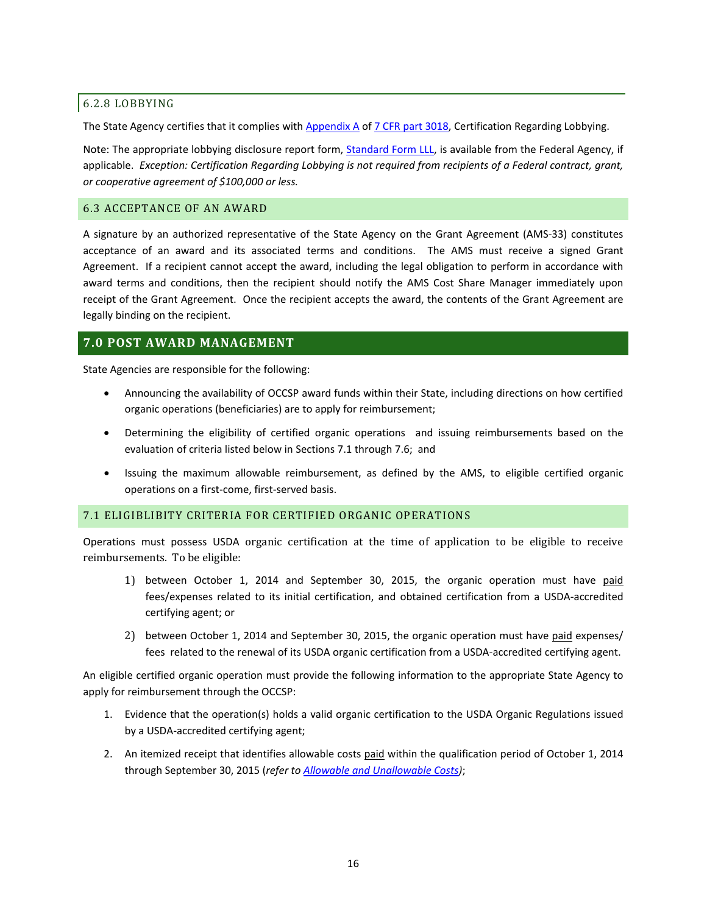### 6.2.8 LOBBYING

The State Agency certifies that it complies with Appendix A of 7 CFR part 3018, Certification Regarding Lobbying.

Note: The appropriate lobbying disclosure report form, Standard Form LLL, is available from the Federal Agency, if applicable. *Exception: Certification Regarding Lobbying is not required from recipients of a Federal contract, grant, or cooperative agreement of $100,000 or less.*

## 6.3 ACCEPTANCE OF AN AWARD

A signature by an authorized representative of the State Agency on the Grant Agreement (AMS-33) constitutes acceptance of an award and its associated terms and conditions. The AMS must receive a signed Grant Agreement. If a recipient cannot accept the award, including the legal obligation to perform in accordance with award terms and conditions, then the recipient should notify the AMS Cost Share Manager immediately upon receipt of the Grant Agreement. Once the recipient accepts the award, the contents of the Grant Agreement are legally binding on the recipient.

# 7.0 POST AWARD MANAGEMENT

State Agencies are responsible for the following:

- Announcing the availability of OCCSP award funds within their State, including directions on how certified organic operations (beneficiaries) are to apply for reimbursement;
- Determining the eligibility of certified organic operations and issuing reimbursements based on the evaluation of criteria listed below in Sections 7.1 through 7.6; and
- Issuing the maximum allowable reimbursement, as defined by the AMS, to eligible certified organic operations on a first-come, first-served basis.

## 7.1 ELIGIBLIBITY CRITERIA FOR CERTIFIED ORGANIC OPERATIONS

Operations must possess USDA organic certification at the time of application to be eligible to receive reimbursements. To be eligible:

1) between October 1, 2014 and September 30, 2015, the organic operation must have <u>paid</u> fees/expenses related to its initial certification, and obtained certification from a USDA-accredited certifying agent; or
2) between October 1, 2014 and September 30, 2015, the organic operation must have <u>paid</u> expenses/ fees related to the renewal of its USDA organic certification from a USDA-accredited certifying agent.

An eligible certified organic operation must provide the following information to the appropriate State Agency to apply for reimbursement through the OCCSP:

1. Evidence that the operation(s) holds a valid organic certification to the USDA Organic Regulations issued by a USDA-accredited certifying agent;
2. An itemized receipt that identifies allowable costs <u>paid</u> within the qualification period of October 1, 2014 through September 30, 2015 (*refer to Allowable and Unallowable Costs*);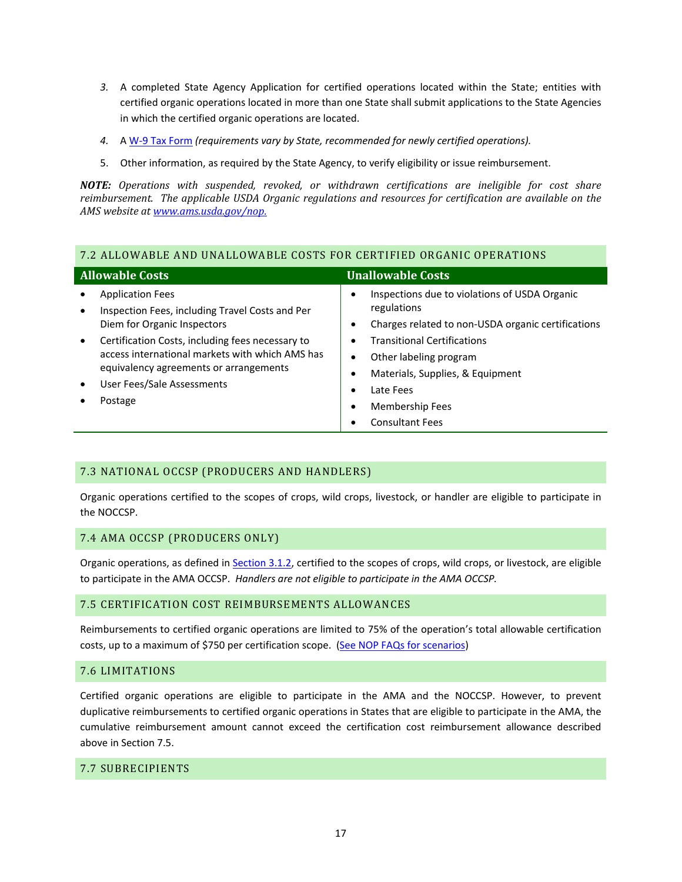3. A completed State Agency Application for certified operations located within the State; entities with certified organic operations located in more than one State shall submit applications to the State Agencies in which the certified organic operations are located.
4. A [W-9 Tax Form](#) *(requirements vary by State, recommended for newly certified operations).*
5. Other information, as required by the State Agency, to verify eligibility or issue reimbursement.

***NOTE:*** *Operations with suspended, revoked, or withdrawn certifications are ineligible for cost share reimbursement. The applicable USDA Organic regulations and resources for certification are available on the AMS website at [www.ams.usda.gov/nop.](http://www.ams.usda.gov/nop)*

## 7.2 ALLOWABLE AND UNALLOWABLE COSTS FOR CERTIFIED ORGANIC OPERATIONS

| Allowable Costs | Unallowable Costs |
|---|---|
| • Application Fees<br>• Inspection Fees, including Travel Costs and Per Diem for Organic Inspectors<br>• Certification Costs, including fees necessary to access international markets with which AMS has equivalency agreements or arrangements<br>• User Fees/Sale Assessments<br>• Postage | • Inspections due to violations of USDA Organic regulations<br>• Charges related to non-USDA organic certifications<br>• Transitional Certifications<br>• Other labeling program<br>• Materials, Supplies, & Equipment<br>• Late Fees<br>• Membership Fees<br>• Consultant Fees |

## 7.3 NATIONAL OCCSP (PRODUCERS AND HANDLERS)

Organic operations certified to the scopes of crops, wild crops, livestock, or handler are eligible to participate in the NOCCSP.

## 7.4 AMA OCCSP (PRODUCERS ONLY)

Organic operations, as defined in [Section 3.1.2](#), certified to the scopes of crops, wild crops, or livestock, are eligible to participate in the AMA OCCSP. *Handlers are not eligible to participate in the AMA OCCSP.*

## 7.5 CERTIFICATION COST REIMBURSEMENTS ALLOWANCES

Reimbursements to certified organic operations are limited to 75% of the operation's total allowable certification costs, up to a maximum of $750 per certification scope. ([See NOP FAQs for scenarios](#))

## 7.6 LIMITATIONS

Certified organic operations are eligible to participate in the AMA and the NOCCSP. However, to prevent duplicative reimbursements to certified organic operations in States that are eligible to participate in the AMA, the cumulative reimbursement amount cannot exceed the certification cost reimbursement allowance described above in Section 7.5.

## 7.7 SUBRECIPIENTS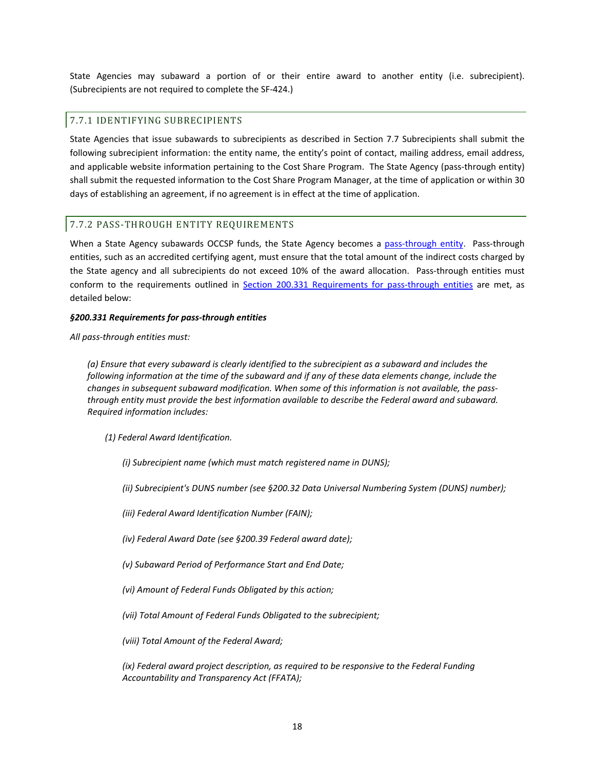State Agencies may subaward a portion of or their entire award to another entity (i.e. subrecipient). (Subrecipients are not required to complete the SF-424.)

### 7.7.1 IDENTIFYING SUBRECIPIENTS

State Agencies that issue subawards to subrecipients as described in Section 7.7 Subrecipients shall submit the following subrecipient information: the entity name, the entity's point of contact, mailing address, email address, and applicable website information pertaining to the Cost Share Program. The State Agency (pass-through entity) shall submit the requested information to the Cost Share Program Manager, at the time of application or within 30 days of establishing an agreement, if no agreement is in effect at the time of application.

### 7.7.2 PASS-THROUGH ENTITY REQUIREMENTS

When a State Agency subawards OCCSP funds, the State Agency becomes a [pass-through entity](). Pass-through entities, such as an accredited certifying agent, must ensure that the total amount of the indirect costs charged by the State agency and all subrecipients do not exceed 10% of the award allocation. Pass-through entities must conform to the requirements outlined in [Section 200.331 Requirements for pass-through entities]() are met, as detailed below:

***§200.331 Requirements for pass-through entities***

*All pass-through entities must:*

> *(a) Ensure that every subaward is clearly identified to the subrecipient as a subaward and includes the following information at the time of the subaward and if any of these data elements change, include the changes in subsequent subaward modification. When some of this information is not available, the pass-through entity must provide the best information available to describe the Federal award and subaward. Required information includes:*
>
> > *(1) Federal Award Identification.*
> >
> > > *(i) Subrecipient name (which must match registered name in DUNS);*
> > >
> > > *(ii) Subrecipient's DUNS number (see §200.32 Data Universal Numbering System (DUNS) number);*
> > >
> > > *(iii) Federal Award Identification Number (FAIN);*
> > >
> > > *(iv) Federal Award Date (see §200.39 Federal award date);*
> > >
> > > *(v) Subaward Period of Performance Start and End Date;*
> > >
> > > *(vi) Amount of Federal Funds Obligated by this action;*
> > >
> > > *(vii) Total Amount of Federal Funds Obligated to the subrecipient;*
> > >
> > > *(viii) Total Amount of the Federal Award;*
> > >
> > > *(ix) Federal award project description, as required to be responsive to the Federal Funding Accountability and Transparency Act (FFATA);*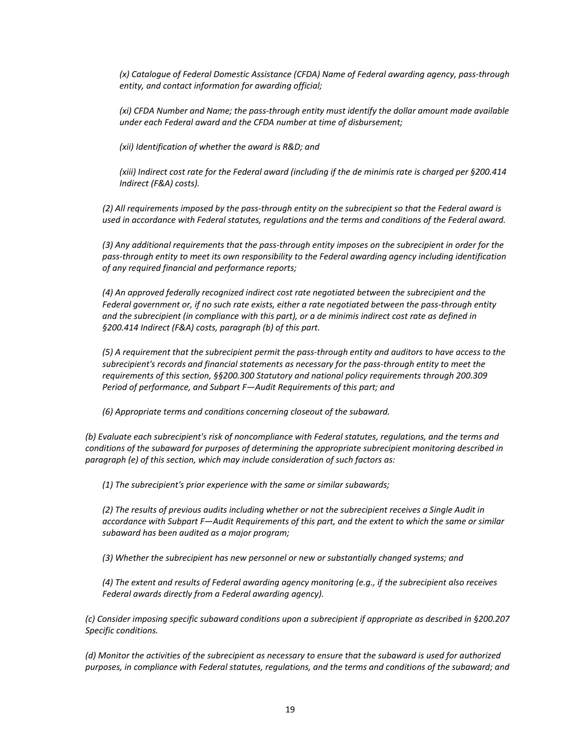*(x) Catalogue of Federal Domestic Assistance (CFDA) Name of Federal awarding agency, pass-through entity, and contact information for awarding official;*

*(xi) CFDA Number and Name; the pass-through entity must identify the dollar amount made available under each Federal award and the CFDA number at time of disbursement;*

*(xii) Identification of whether the award is R&D; and*

*(xiii) Indirect cost rate for the Federal award (including if the de minimis rate is charged per §200.414 Indirect (F&A) costs).*

*(2) All requirements imposed by the pass-through entity on the subrecipient so that the Federal award is used in accordance with Federal statutes, regulations and the terms and conditions of the Federal award.*

*(3) Any additional requirements that the pass-through entity imposes on the subrecipient in order for the pass-through entity to meet its own responsibility to the Federal awarding agency including identification of any required financial and performance reports;*

*(4) An approved federally recognized indirect cost rate negotiated between the subrecipient and the Federal government or, if no such rate exists, either a rate negotiated between the pass-through entity and the subrecipient (in compliance with this part), or a de minimis indirect cost rate as defined in §200.414 Indirect (F&A) costs, paragraph (b) of this part.*

*(5) A requirement that the subrecipient permit the pass-through entity and auditors to have access to the subrecipient's records and financial statements as necessary for the pass-through entity to meet the requirements of this section, §§200.300 Statutory and national policy requirements through 200.309 Period of performance, and Subpart F—Audit Requirements of this part; and*

*(6) Appropriate terms and conditions concerning closeout of the subaward.*

*(b) Evaluate each subrecipient's risk of noncompliance with Federal statutes, regulations, and the terms and conditions of the subaward for purposes of determining the appropriate subrecipient monitoring described in paragraph (e) of this section, which may include consideration of such factors as:*

*(1) The subrecipient's prior experience with the same or similar subawards;*

*(2) The results of previous audits including whether or not the subrecipient receives a Single Audit in accordance with Subpart F—Audit Requirements of this part, and the extent to which the same or similar subaward has been audited as a major program;*

*(3) Whether the subrecipient has new personnel or new or substantially changed systems; and*

*(4) The extent and results of Federal awarding agency monitoring (e.g., if the subrecipient also receives Federal awards directly from a Federal awarding agency).*

*(c) Consider imposing specific subaward conditions upon a subrecipient if appropriate as described in §200.207 Specific conditions.*

*(d) Monitor the activities of the subrecipient as necessary to ensure that the subaward is used for authorized purposes, in compliance with Federal statutes, regulations, and the terms and conditions of the subaward; and*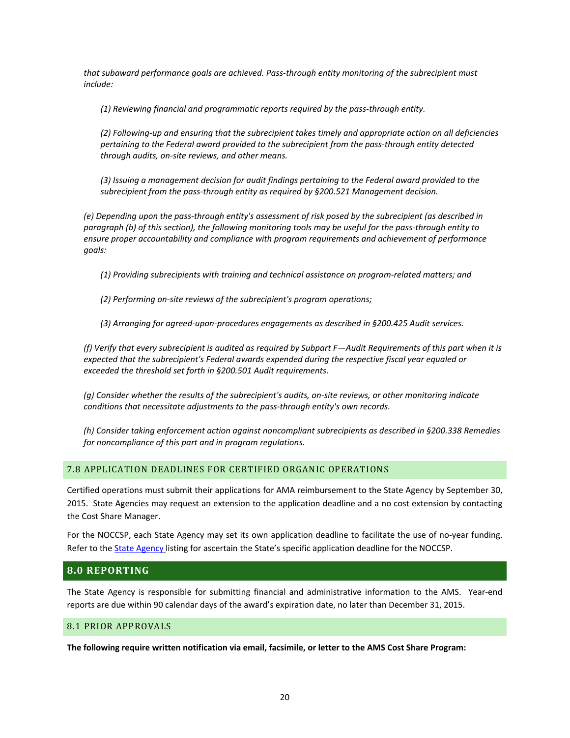*that subaward performance goals are achieved. Pass-through entity monitoring of the subrecipient must include:*

> *(1) Reviewing financial and programmatic reports required by the pass-through entity.*
>
> *(2) Following-up and ensuring that the subrecipient takes timely and appropriate action on all deficiencies pertaining to the Federal award provided to the subrecipient from the pass-through entity detected through audits, on-site reviews, and other means.*
>
> *(3) Issuing a management decision for audit findings pertaining to the Federal award provided to the subrecipient from the pass-through entity as required by §200.521 Management decision.*

*(e) Depending upon the pass-through entity's assessment of risk posed by the subrecipient (as described in paragraph (b) of this section), the following monitoring tools may be useful for the pass-through entity to ensure proper accountability and compliance with program requirements and achievement of performance goals:*

> *(1) Providing subrecipients with training and technical assistance on program-related matters; and*
>
> *(2) Performing on-site reviews of the subrecipient's program operations;*
>
> *(3) Arranging for agreed-upon-procedures engagements as described in §200.425 Audit services.*

*(f) Verify that every subrecipient is audited as required by Subpart F—Audit Requirements of this part when it is expected that the subrecipient's Federal awards expended during the respective fiscal year equaled or exceeded the threshold set forth in §200.501 Audit requirements.*

*(g) Consider whether the results of the subrecipient's audits, on-site reviews, or other monitoring indicate conditions that necessitate adjustments to the pass-through entity's own records.*

*(h) Consider taking enforcement action against noncompliant subrecipients as described in §200.338 Remedies for noncompliance of this part and in program regulations.*

### 7.8 APPLICATION DEADLINES FOR CERTIFIED ORGANIC OPERATIONS

Certified operations must submit their applications for AMA reimbursement to the State Agency by September 30, 2015. State Agencies may request an extension to the application deadline and a no cost extension by contacting the Cost Share Manager.

For the NOCCSP, each State Agency may set its own application deadline to facilitate the use of no-year funding. Refer to the State Agency listing for ascertain the State's specific application deadline for the NOCCSP.

## 8.0 REPORTING

The State Agency is responsible for submitting financial and administrative information to the AMS. Year-end reports are due within 90 calendar days of the award's expiration date, no later than December 31, 2015.

### 8.1 PRIOR APPROVALS

**The following require written notification via email, facsimile, or letter to the AMS Cost Share Program:**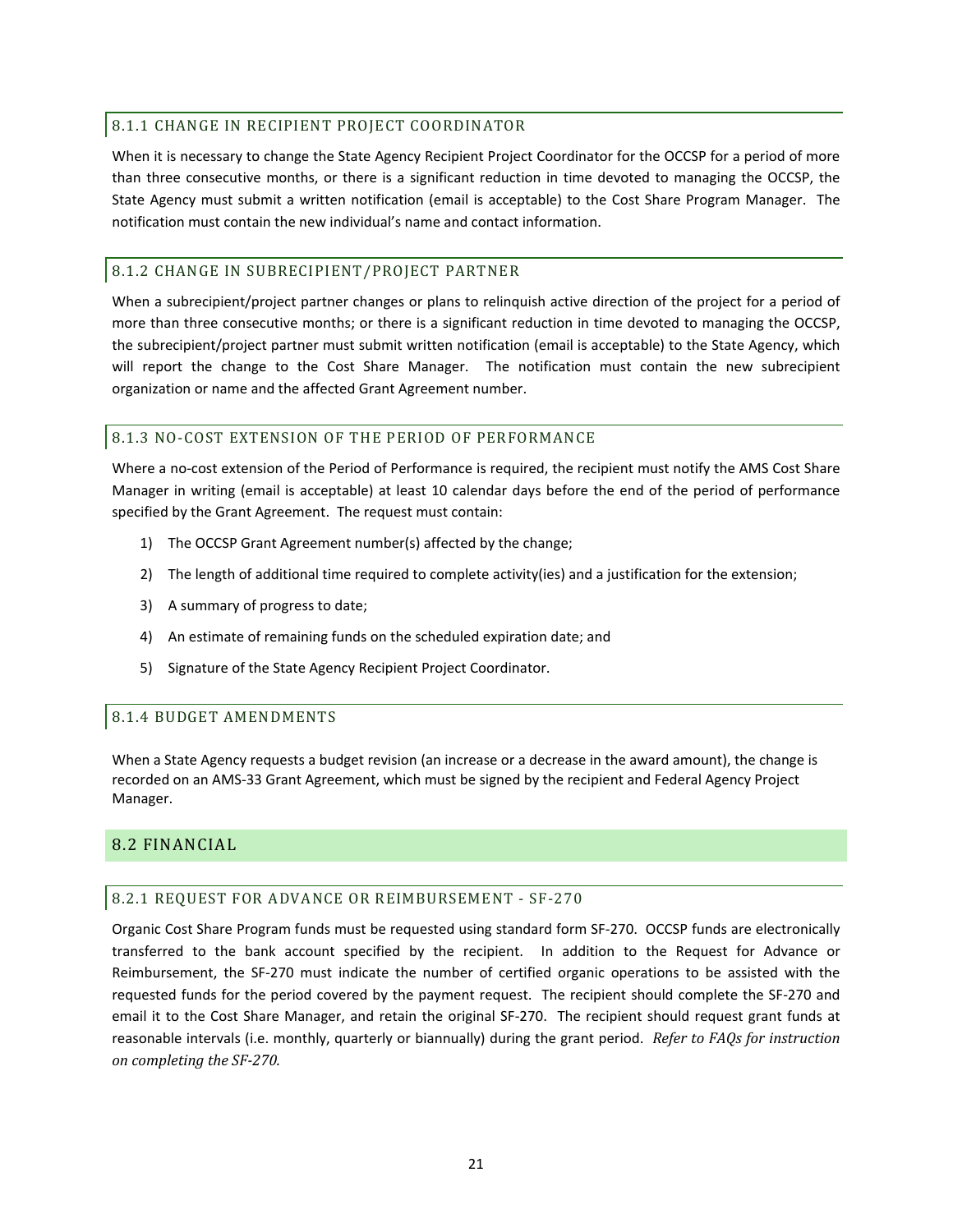### 8.1.1 CHANGE IN RECIPIENT PROJECT COORDINATOR

When it is necessary to change the State Agency Recipient Project Coordinator for the OCCSP for a period of more than three consecutive months, or there is a significant reduction in time devoted to managing the OCCSP, the State Agency must submit a written notification (email is acceptable) to the Cost Share Program Manager. The notification must contain the new individual's name and contact information.

### 8.1.2 CHANGE IN SUBRECIPIENT/PROJECT PARTNER

When a subrecipient/project partner changes or plans to relinquish active direction of the project for a period of more than three consecutive months; or there is a significant reduction in time devoted to managing the OCCSP, the subrecipient/project partner must submit written notification (email is acceptable) to the State Agency, which will report the change to the Cost Share Manager. The notification must contain the new subrecipient organization or name and the affected Grant Agreement number.

### 8.1.3 NO-COST EXTENSION OF THE PERIOD OF PERFORMANCE

Where a no-cost extension of the Period of Performance is required, the recipient must notify the AMS Cost Share Manager in writing (email is acceptable) at least 10 calendar days before the end of the period of performance specified by the Grant Agreement. The request must contain:

1) The OCCSP Grant Agreement number(s) affected by the change;
2) The length of additional time required to complete activity(ies) and a justification for the extension;
3) A summary of progress to date;
4) An estimate of remaining funds on the scheduled expiration date; and
5) Signature of the State Agency Recipient Project Coordinator.

### 8.1.4 BUDGET AMENDMENTS

When a State Agency requests a budget revision (an increase or a decrease in the award amount), the change is recorded on an AMS-33 Grant Agreement, which must be signed by the recipient and Federal Agency Project Manager.

## 8.2 FINANCIAL

### 8.2.1 REQUEST FOR ADVANCE OR REIMBURSEMENT - SF-270

Organic Cost Share Program funds must be requested using standard form SF-270. OCCSP funds are electronically transferred to the bank account specified by the recipient. In addition to the Request for Advance or Reimbursement, the SF-270 must indicate the number of certified organic operations to be assisted with the requested funds for the period covered by the payment request. The recipient should complete the SF-270 and email it to the Cost Share Manager, and retain the original SF-270. The recipient should request grant funds at reasonable intervals (i.e. monthly, quarterly or biannually) during the grant period. *Refer to FAQs for instruction on completing the SF-270.*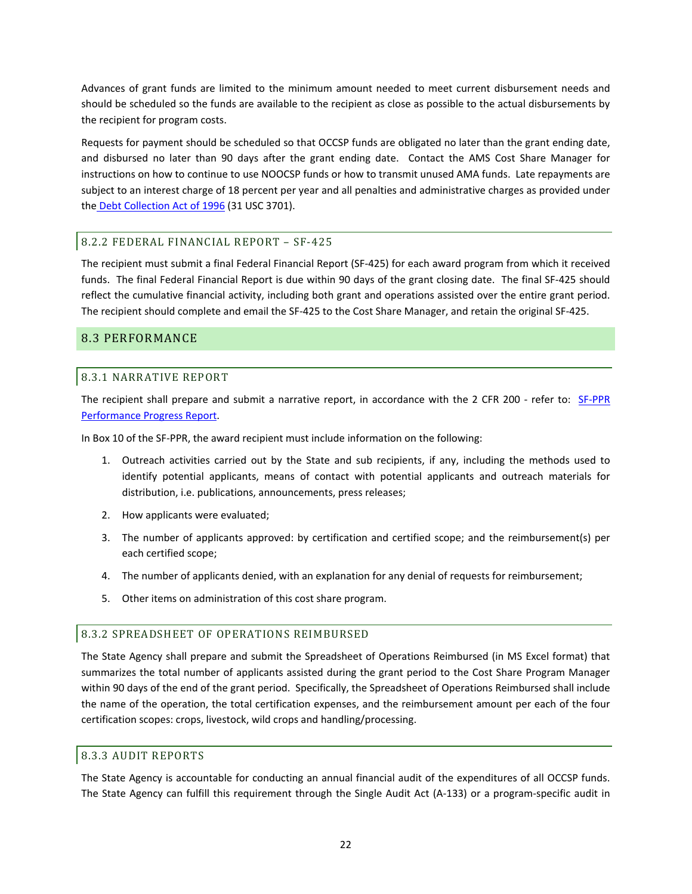Advances of grant funds are limited to the minimum amount needed to meet current disbursement needs and should be scheduled so the funds are available to the recipient as close as possible to the actual disbursements by the recipient for program costs.

Requests for payment should be scheduled so that OCCSP funds are obligated no later than the grant ending date, and disbursed no later than 90 days after the grant ending date. Contact the AMS Cost Share Manager for instructions on how to continue to use NOOCSP funds or how to transmit unused AMA funds. Late repayments are subject to an interest charge of 18 percent per year and all penalties and administrative charges as provided under the Debt Collection Act of 1996 (31 USC 3701).

### 8.2.2 FEDERAL FINANCIAL REPORT – SF-425

The recipient must submit a final Federal Financial Report (SF-425) for each award program from which it received funds. The final Federal Financial Report is due within 90 days of the grant closing date. The final SF-425 should reflect the cumulative financial activity, including both grant and operations assisted over the entire grant period. The recipient should complete and email the SF-425 to the Cost Share Manager, and retain the original SF-425.

## 8.3 PERFORMANCE

### 8.3.1 NARRATIVE REPORT

The recipient shall prepare and submit a narrative report, in accordance with the 2 CFR 200 - refer to: SF-PPR Performance Progress Report.

In Box 10 of the SF-PPR, the award recipient must include information on the following:

1. Outreach activities carried out by the State and sub recipients, if any, including the methods used to identify potential applicants, means of contact with potential applicants and outreach materials for distribution, i.e. publications, announcements, press releases;
2. How applicants were evaluated;
3. The number of applicants approved: by certification and certified scope; and the reimbursement(s) per each certified scope;
4. The number of applicants denied, with an explanation for any denial of requests for reimbursement;
5. Other items on administration of this cost share program.

### 8.3.2 SPREADSHEET OF OPERATIONS REIMBURSED

The State Agency shall prepare and submit the Spreadsheet of Operations Reimbursed (in MS Excel format) that summarizes the total number of applicants assisted during the grant period to the Cost Share Program Manager within 90 days of the end of the grant period. Specifically, the Spreadsheet of Operations Reimbursed shall include the name of the operation, the total certification expenses, and the reimbursement amount per each of the four certification scopes: crops, livestock, wild crops and handling/processing.

### 8.3.3 AUDIT REPORTS

The State Agency is accountable for conducting an annual financial audit of the expenditures of all OCCSP funds. The State Agency can fulfill this requirement through the Single Audit Act (A-133) or a program-specific audit in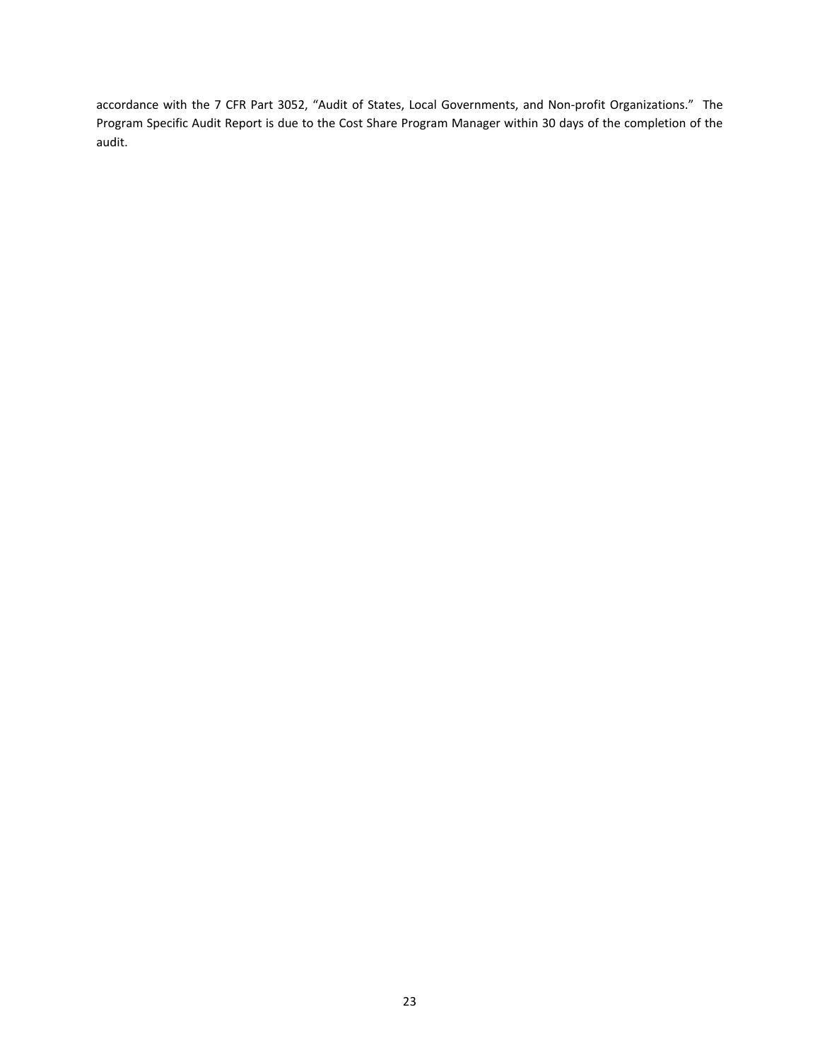accordance with the 7 CFR Part 3052, “Audit of States, Local Governments, and Non-profit Organizations.” The Program Specific Audit Report is due to the Cost Share Program Manager within 30 days of the completion of the audit.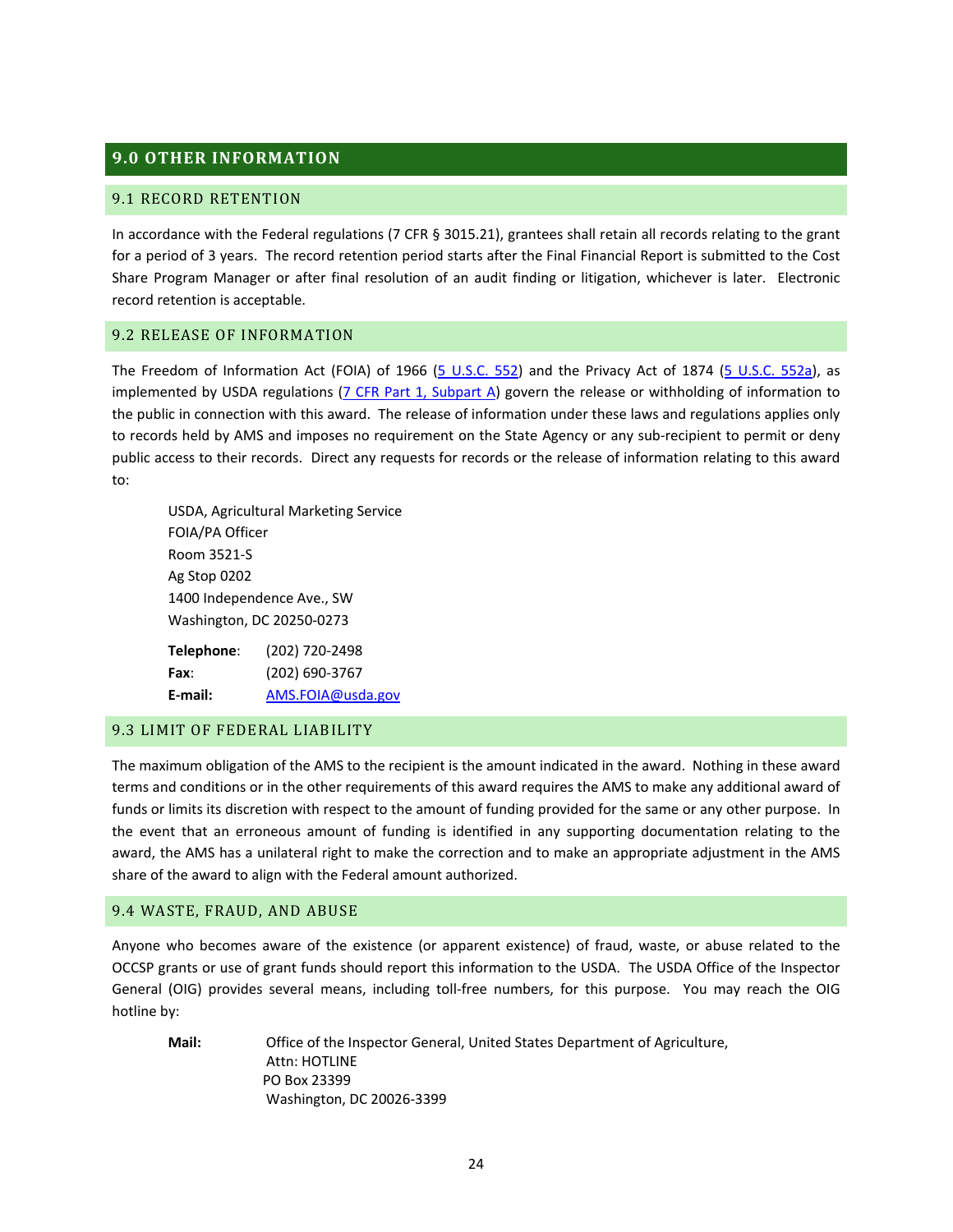## 9.0 OTHER INFORMATION

### 9.1 RECORD RETENTION

In accordance with the Federal regulations (7 CFR § 3015.21), grantees shall retain all records relating to the grant for a period of 3 years. The record retention period starts after the Final Financial Report is submitted to the Cost Share Program Manager or after final resolution of an audit finding or litigation, whichever is later. Electronic record retention is acceptable.

### 9.2 RELEASE OF INFORMATION

The Freedom of Information Act (FOIA) of 1966 ([5 U.S.C. 552]) and the Privacy Act of 1874 ([5 U.S.C. 552a]), as implemented by USDA regulations ([7 CFR Part 1, Subpart A]) govern the release or withholding of information to the public in connection with this award. The release of information under these laws and regulations applies only to records held by AMS and imposes no requirement on the State Agency or any sub-recipient to permit or deny public access to their records. Direct any requests for records or the release of information relating to this award to:

USDA, Agricultural Marketing Service
FOIA/PA Officer
Room 3521-S
Ag Stop 0202
1400 Independence Ave., SW
Washington, DC 20250-0273

**Telephone**: (202) 720-2498
**Fax**: (202) 690-3767
**E-mail:** AMS.FOIA@usda.gov

### 9.3 LIMIT OF FEDERAL LIABILITY

The maximum obligation of the AMS to the recipient is the amount indicated in the award. Nothing in these award terms and conditions or in the other requirements of this award requires the AMS to make any additional award of funds or limits its discretion with respect to the amount of funding provided for the same or any other purpose. In the event that an erroneous amount of funding is identified in any supporting documentation relating to the award, the AMS has a unilateral right to make the correction and to make an appropriate adjustment in the AMS share of the award to align with the Federal amount authorized.

### 9.4 WASTE, FRAUD, AND ABUSE

Anyone who becomes aware of the existence (or apparent existence) of fraud, waste, or abuse related to the OCCSP grants or use of grant funds should report this information to the USDA. The USDA Office of the Inspector General (OIG) provides several means, including toll-free numbers, for this purpose. You may reach the OIG hotline by:

**Mail:** Office of the Inspector General, United States Department of Agriculture,
Attn: HOTLINE
PO Box 23399
Washington, DC 20026-3399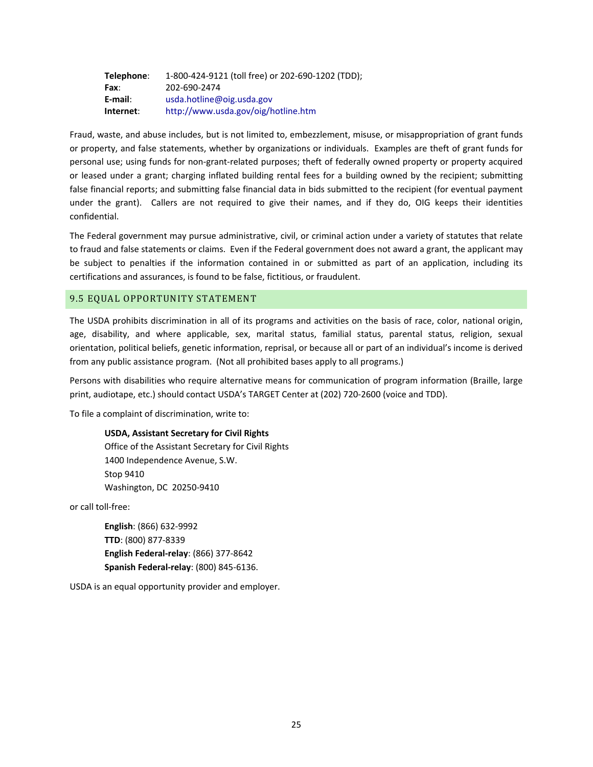**Telephone**: 1-800-424-9121 (toll free) or 202-690-1202 (TDD);
**Fax**: 202-690-2474
**E-mail**: usda.hotline@oig.usda.gov
**Internet**: http://www.usda.gov/oig/hotline.htm

Fraud, waste, and abuse includes, but is not limited to, embezzlement, misuse, or misappropriation of grant funds or property, and false statements, whether by organizations or individuals. Examples are theft of grant funds for personal use; using funds for non-grant-related purposes; theft of federally owned property or property acquired or leased under a grant; charging inflated building rental fees for a building owned by the recipient; submitting false financial reports; and submitting false financial data in bids submitted to the recipient (for eventual payment under the grant). Callers are not required to give their names, and if they do, OIG keeps their identities confidential.

The Federal government may pursue administrative, civil, or criminal action under a variety of statutes that relate to fraud and false statements or claims. Even if the Federal government does not award a grant, the applicant may be subject to penalties if the information contained in or submitted as part of an application, including its certifications and assurances, is found to be false, fictitious, or fraudulent.

## 9.5 EQUAL OPPORTUNITY STATEMENT

The USDA prohibits discrimination in all of its programs and activities on the basis of race, color, national origin, age, disability, and where applicable, sex, marital status, familial status, parental status, religion, sexual orientation, political beliefs, genetic information, reprisal, or because all or part of an individual's income is derived from any public assistance program. (Not all prohibited bases apply to all programs.)

Persons with disabilities who require alternative means for communication of program information (Braille, large print, audiotape, etc.) should contact USDA's TARGET Center at (202) 720-2600 (voice and TDD).

To file a complaint of discrimination, write to:

**USDA, Assistant Secretary for Civil Rights**
Office of the Assistant Secretary for Civil Rights
1400 Independence Avenue, S.W.
Stop 9410
Washington, DC 20250-9410

or call toll-free:

**English**: (866) 632-9992
**TTD**: (800) 877-8339
**English Federal-relay**: (866) 377-8642
**Spanish Federal-relay**: (800) 845-6136.

USDA is an equal opportunity provider and employer.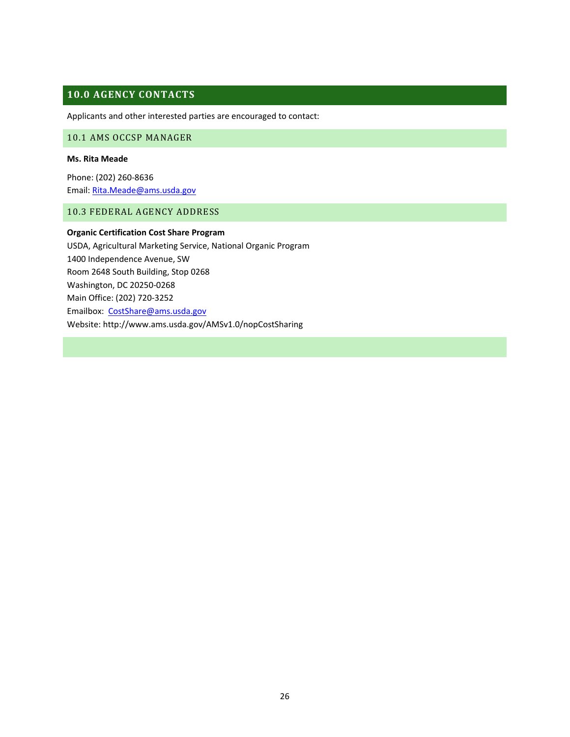## 10.0 AGENCY CONTACTS

Applicants and other interested parties are encouraged to contact:

### 10.1 AMS OCCSP MANAGER

**Ms. Rita Meade**

Phone: (202) 260-8636
Email: Rita.Meade@ams.usda.gov

### 10.3 FEDERAL AGENCY ADDRESS

**Organic Certification Cost Share Program**
USDA, Agricultural Marketing Service, National Organic Program
1400 Independence Avenue, SW
Room 2648 South Building, Stop 0268
Washington, DC 20250-0268
Main Office: (202) 720-3252
Emailbox: CostShare@ams.usda.gov
Website: http://www.ams.usda.gov/AMSv1.0/nopCostSharing